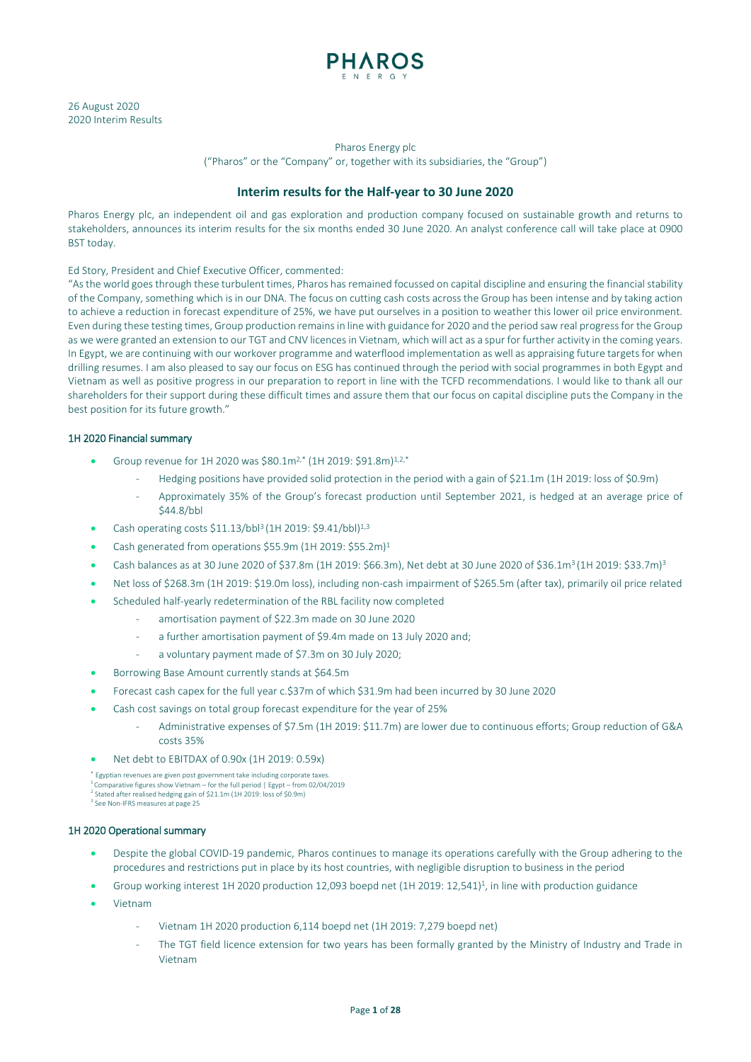# PHAROS

ENERGY

26 August 2020
2020 Interim Results

Pharos Energy plc
("Pharos" or the "Company" or, together with its subsidiaries, the "Group")

## Interim results for the Half-year to 30 June 2020

Pharos Energy plc, an independent oil and gas exploration and production company focused on sustainable growth and returns to stakeholders, announces its interim results for the six months ended 30 June 2020. An analyst conference call will take place at 0900 BST today.

Ed Story, President and Chief Executive Officer, commented:

"As the world goes through these turbulent times, Pharos has remained focussed on capital discipline and ensuring the financial stability of the Company, something which is in our DNA. The focus on cutting cash costs across the Group has been intense and by taking action to achieve a reduction in forecast expenditure of 25%, we have put ourselves in a position to weather this lower oil price environment. Even during these testing times, Group production remains in line with guidance for 2020 and the period saw real progress for the Group as we were granted an extension to our TGT and CNV licences in Vietnam, which will act as a spur for further activity in the coming years. In Egypt, we are continuing with our workover programme and waterflood implementation as well as appraising future targets for when drilling resumes. I am also pleased to say our focus on ESG has continued through the period with social programmes in both Egypt and Vietnam as well as positive progress in our preparation to report in line with the TCFD recommendations. I would like to thank all our shareholders for their support during these difficult times and assure them that our focus on capital discipline puts the Company in the best position for its future growth."

### 1H 2020 Financial summary

- Group revenue for 1H 2020 was $80.1m[2,*] (1H 2019: $91.8m)[1,2,*]
  - Hedging positions have provided solid protection in the period with a gain of $21.1m (1H 2019: loss of $0.9m)
  - Approximately 35% of the Group's forecast production until September 2021, is hedged at an average price of $44.8/bbl
- Cash operating costs $11.13/bbl[3] (1H 2019: $9.41/bbl)[1,3]
- Cash generated from operations $55.9m (1H 2019: $55.2m)[1]
- Cash balances as at 30 June 2020 of $37.8m (1H 2019: $66.3m), Net debt at 30 June 2020 of $36.1m[3] (1H 2019: $33.7m)[3]
- Net loss of $268.3m (1H 2019: $19.0m loss), including non-cash impairment of $265.5m (after tax), primarily oil price related
- Scheduled half-yearly redetermination of the RBL facility now completed
  - amortisation payment of $22.3m made on 30 June 2020
  - a further amortisation payment of $9.4m made on 13 July 2020 and;
  - a voluntary payment made of $7.3m on 30 July 2020;
- Borrowing Base Amount currently stands at $64.5m
- Forecast cash capex for the full year c.$37m of which $31.9m had been incurred by 30 June 2020
- Cash cost savings on total group forecast expenditure for the year of 25%
  - Administrative expenses of $7.5m (1H 2019: $11.7m) are lower due to continuous efforts; Group reduction of G&A costs 35%
- Net debt to EBITDAX of 0.90x (1H 2019: 0.59x)

\* Egyptian revenues are given post government take including corporate taxes.
[1] Comparative figures show Vietnam – for the full period | Egypt – from 02/04/2019
[2] Stated after realised hedging gain of $21.1m (1H 2019: loss of $0.9m)
[3] See Non-IFRS measures at page 25

### 1H 2020 Operational summary

- Despite the global COVID-19 pandemic, Pharos continues to manage its operations carefully with the Group adhering to the procedures and restrictions put in place by its host countries, with negligible disruption to business in the period
- Group working interest 1H 2020 production 12,093 boepd net (1H 2019: 12,541)[1], in line with production guidance
- Vietnam
  - Vietnam 1H 2020 production 6,114 boepd net (1H 2019: 7,279 boepd net)
  - The TGT field licence extension for two years has been formally granted by the Ministry of Industry and Trade in Vietnam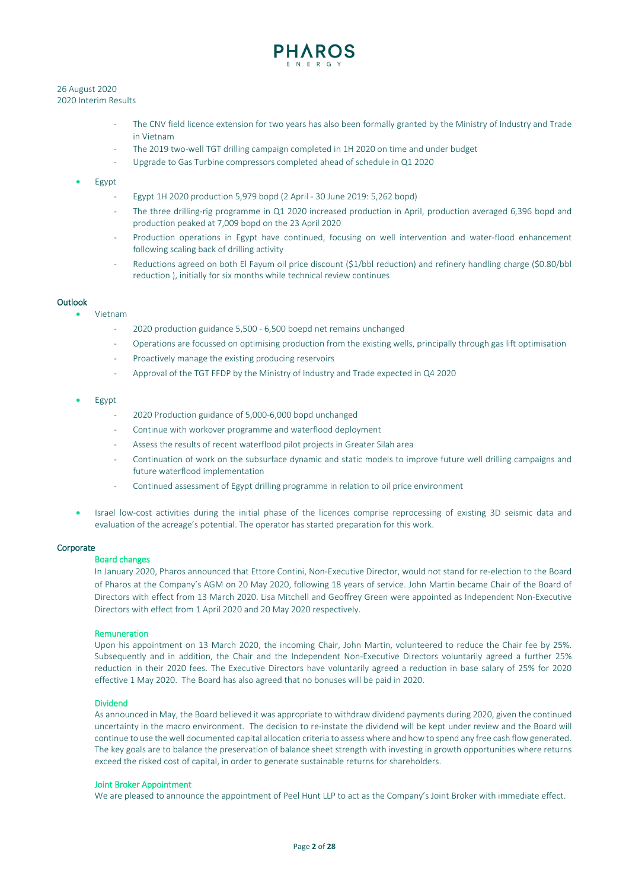- The CNV field licence extension for two years has also been formally granted by the Ministry of Industry and Trade in Vietnam
- The 2019 two-well TGT drilling campaign completed in 1H 2020 on time and under budget
- Upgrade to Gas Turbine compressors completed ahead of schedule in Q1 2020

- Egypt
  - Egypt 1H 2020 production 5,979 bopd (2 April - 30 June 2019: 5,262 bopd)
  - The three drilling-rig programme in Q1 2020 increased production in April, production averaged 6,396 bopd and production peaked at 7,009 bopd on the 23 April 2020
  - Production operations in Egypt have continued, focusing on well intervention and water-flood enhancement following scaling back of drilling activity
  - Reductions agreed on both El Fayum oil price discount ($1/bbl reduction) and refinery handling charge ($0.80/bbl reduction ), initially for six months while technical review continues

### Outlook

- Vietnam
  - 2020 production guidance 5,500 - 6,500 boepd net remains unchanged
  - Operations are focussed on optimising production from the existing wells, principally through gas lift optimisation
  - Proactively manage the existing producing reservoirs
  - Approval of the TGT FFDP by the Ministry of Industry and Trade expected in Q4 2020

- Egypt
  - 2020 Production guidance of 5,000-6,000 bopd unchanged
  - Continue with workover programme and waterflood deployment
  - Assess the results of recent waterflood pilot projects in Greater Silah area
  - Continuation of work on the subsurface dynamic and static models to improve future well drilling campaigns and future waterflood implementation
  - Continued assessment of Egypt drilling programme in relation to oil price environment

- Israel low-cost activities during the initial phase of the licences comprise reprocessing of existing 3D seismic data and evaluation of the acreage's potential. The operator has started preparation for this work.

### Corporate

#### Board changes

In January 2020, Pharos announced that Ettore Contini, Non-Executive Director, would not stand for re-election to the Board of Pharos at the Company's AGM on 20 May 2020, following 18 years of service. John Martin became Chair of the Board of Directors with effect from 13 March 2020. Lisa Mitchell and Geoffrey Green were appointed as Independent Non-Executive Directors with effect from 1 April 2020 and 20 May 2020 respectively.

#### Remuneration

Upon his appointment on 13 March 2020, the incoming Chair, John Martin, volunteered to reduce the Chair fee by 25%. Subsequently and in addition, the Chair and the Independent Non-Executive Directors voluntarily agreed a further 25% reduction in their 2020 fees. The Executive Directors have voluntarily agreed a reduction in base salary of 25% for 2020 effective 1 May 2020. The Board has also agreed that no bonuses will be paid in 2020.

#### Dividend

As announced in May, the Board believed it was appropriate to withdraw dividend payments during 2020, given the continued uncertainty in the macro environment. The decision to re-instate the dividend will be kept under review and the Board will continue to use the well documented capital allocation criteria to assess where and how to spend any free cash flow generated. The key goals are to balance the preservation of balance sheet strength with investing in growth opportunities where returns exceed the risked cost of capital, in order to generate sustainable returns for shareholders.

#### Joint Broker Appointment

We are pleased to announce the appointment of Peel Hunt LLP to act as the Company's Joint Broker with immediate effect.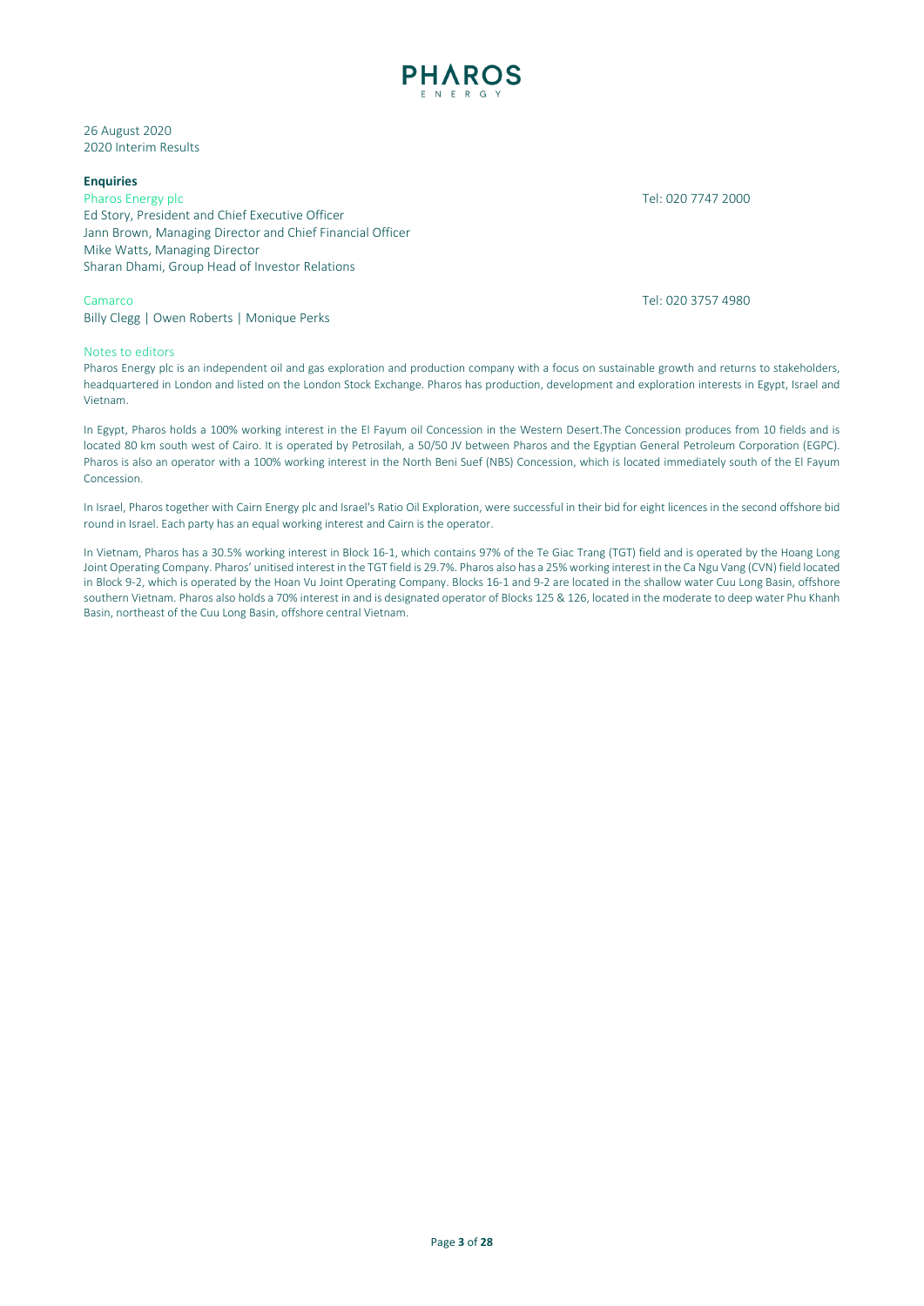PHAROS ENERGY

26 August 2020
2020 Interim Results

**Enquiries**

Pharos Energy plc Tel: 020 7747 2000
Ed Story, President and Chief Executive Officer
Jann Brown, Managing Director and Chief Financial Officer
Mike Watts, Managing Director
Sharan Dhami, Group Head of Investor Relations

Camarco Tel: 020 3757 4980
Billy Clegg | Owen Roberts | Monique Perks

Notes to editors

Pharos Energy plc is an independent oil and gas exploration and production company with a focus on sustainable growth and returns to stakeholders, headquartered in London and listed on the London Stock Exchange. Pharos has production, development and exploration interests in Egypt, Israel and Vietnam.

In Egypt, Pharos holds a 100% working interest in the El Fayum oil Concession in the Western Desert.The Concession produces from 10 fields and is located 80 km south west of Cairo. It is operated by Petrosilah, a 50/50 JV between Pharos and the Egyptian General Petroleum Corporation (EGPC). Pharos is also an operator with a 100% working interest in the North Beni Suef (NBS) Concession, which is located immediately south of the El Fayum Concession.

In Israel, Pharos together with Cairn Energy plc and Israel's Ratio Oil Exploration, were successful in their bid for eight licences in the second offshore bid round in Israel. Each party has an equal working interest and Cairn is the operator.

In Vietnam, Pharos has a 30.5% working interest in Block 16-1, which contains 97% of the Te Giac Trang (TGT) field and is operated by the Hoang Long Joint Operating Company. Pharos' unitised interest in the TGT field is 29.7%. Pharos also has a 25% working interest in the Ca Ngu Vang (CVN) field located in Block 9-2, which is operated by the Hoan Vu Joint Operating Company. Blocks 16-1 and 9-2 are located in the shallow water Cuu Long Basin, offshore southern Vietnam. Pharos also holds a 70% interest in and is designated operator of Blocks 125 & 126, located in the moderate to deep water Phu Khanh Basin, northeast of the Cuu Long Basin, offshore central Vietnam.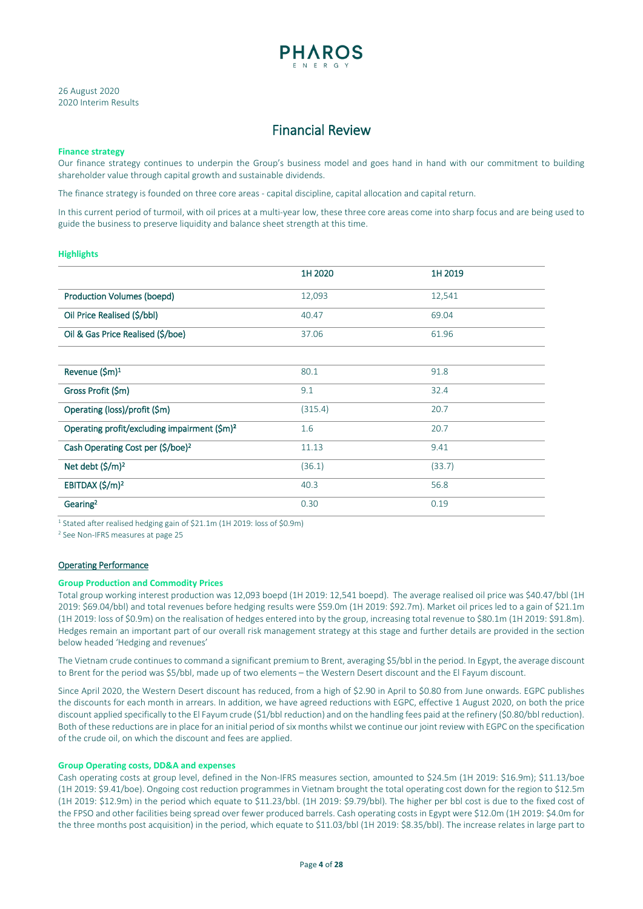26 August 2020
2020 Interim Results

# Financial Review

### Finance strategy

Our finance strategy continues to underpin the Group's business model and goes hand in hand with our commitment to building shareholder value through capital growth and sustainable dividends.

The finance strategy is founded on three core areas - capital discipline, capital allocation and capital return.

In this current period of turmoil, with oil prices at a multi-year low, these three core areas come into sharp focus and are being used to guide the business to preserve liquidity and balance sheet strength at this time.

### Highlights

| | 1H 2020 | 1H 2019 |
|---|---|---|
| Production Volumes (boepd) | 12,093 | 12,541 |
| Oil Price Realised ($/bbl) | 40.47 | 69.04 |
| Oil & Gas Price Realised ($/boe) | 37.06 | 61.96 |
| | | |
| Revenue ($m)[1] | 80.1 | 91.8 |
| Gross Profit ($m) | 9.1 | 32.4 |
| Operating (loss)/profit ($m) | (315.4) | 20.7 |
| Operating profit/excluding impairment ($m)[2] | 1.6 | 20.7 |
| Cash Operating Cost per ($/boe)[2] | 11.13 | 9.41 |
| Net debt ($/m)[2] | (36.1) | (33.7) |
| EBITDAX ($/m)[2] | 40.3 | 56.8 |
| Gearing[2] | 0.30 | 0.19 |

[1] Stated after realised hedging gain of $21.1m (1H 2019: loss of $0.9m)

[2] See Non-IFRS measures at page 25

## Operating Performance

### Group Production and Commodity Prices

Total group working interest production was 12,093 boepd (1H 2019: 12,541 boepd). The average realised oil price was $40.47/bbl (1H 2019: $69.04/bbl) and total revenues before hedging results were $59.0m (1H 2019: $92.7m). Market oil prices led to a gain of $21.1m (1H 2019: loss of $0.9m) on the realisation of hedges entered into by the group, increasing total revenue to $80.1m (1H 2019: $91.8m). Hedges remain an important part of our overall risk management strategy at this stage and further details are provided in the section below headed 'Hedging and revenues'

The Vietnam crude continues to command a significant premium to Brent, averaging $5/bbl in the period. In Egypt, the average discount to Brent for the period was $5/bbl, made up of two elements – the Western Desert discount and the El Fayum discount.

Since April 2020, the Western Desert discount has reduced, from a high of $2.90 in April to $0.80 from June onwards. EGPC publishes the discounts for each month in arrears. In addition, we have agreed reductions with EGPC, effective 1 August 2020, on both the price discount applied specifically to the El Fayum crude ($1/bbl reduction) and on the handling fees paid at the refinery ($0.80/bbl reduction). Both of these reductions are in place for an initial period of six months whilst we continue our joint review with EGPC on the specification of the crude oil, on which the discount and fees are applied.

### Group Operating costs, DD&A and expenses

Cash operating costs at group level, defined in the Non-IFRS measures section, amounted to $24.5m (1H 2019: $16.9m); $11.13/boe (1H 2019: $9.41/boe). Ongoing cost reduction programmes in Vietnam brought the total operating cost down for the region to $12.5m (1H 2019: $12.9m) in the period which equate to $11.23/bbl. (1H 2019: $9.79/bbl). The higher per bbl cost is due to the fixed cost of the FPSO and other facilities being spread over fewer produced barrels. Cash operating costs in Egypt were $12.0m (1H 2019: $4.0m for the three months post acquisition) in the period, which equate to $11.03/bbl (1H 2019: $8.35/bbl). The increase relates in large part to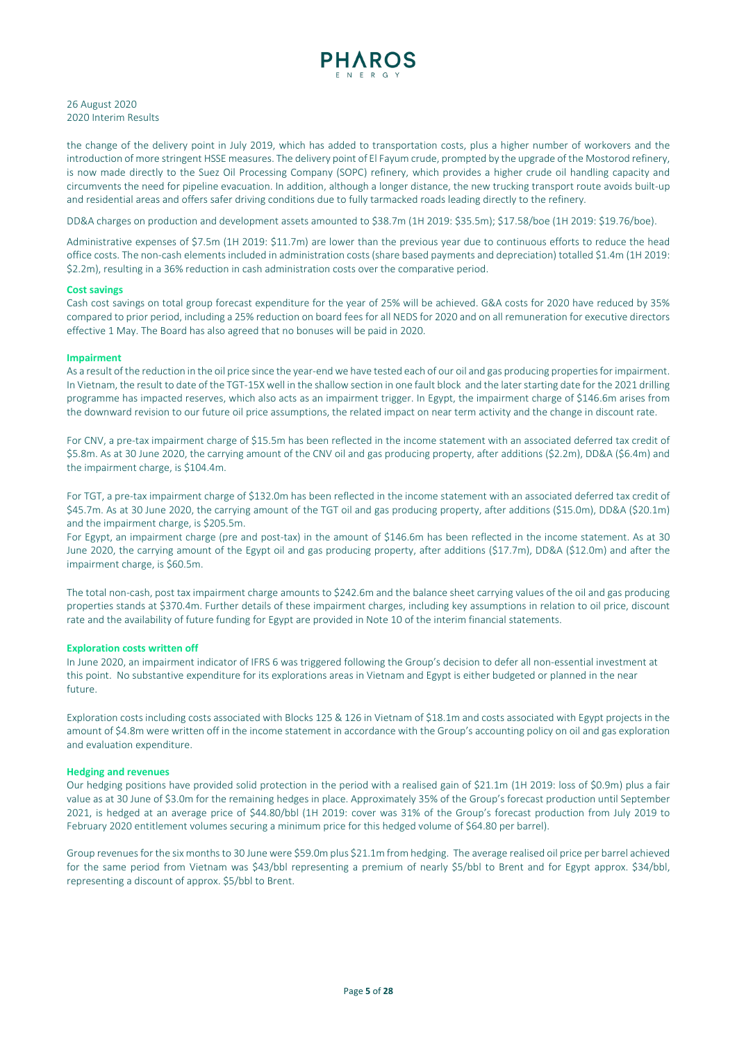the change of the delivery point in July 2019, which has added to transportation costs, plus a higher number of workovers and the introduction of more stringent HSSE measures. The delivery point of El Fayum crude, prompted by the upgrade of the Mostorod refinery, is now made directly to the Suez Oil Processing Company (SOPC) refinery, which provides a higher crude oil handling capacity and circumvents the need for pipeline evacuation. In addition, although a longer distance, the new trucking transport route avoids built-up and residential areas and offers safer driving conditions due to fully tarmacked roads leading directly to the refinery.

DD&A charges on production and development assets amounted to $38.7m (1H 2019: $35.5m); $17.58/boe (1H 2019: $19.76/boe).

Administrative expenses of $7.5m (1H 2019: $11.7m) are lower than the previous year due to continuous efforts to reduce the head office costs. The non-cash elements included in administration costs (share based payments and depreciation) totalled $1.4m (1H 2019: $2.2m), resulting in a 36% reduction in cash administration costs over the comparative period.

### Cost savings

Cash cost savings on total group forecast expenditure for the year of 25% will be achieved. G&A costs for 2020 have reduced by 35% compared to prior period, including a 25% reduction on board fees for all NEDS for 2020 and on all remuneration for executive directors effective 1 May. The Board has also agreed that no bonuses will be paid in 2020.

### Impairment

As a result of the reduction in the oil price since the year-end we have tested each of our oil and gas producing properties for impairment. In Vietnam, the result to date of the TGT-15X well in the shallow section in one fault block and the later starting date for the 2021 drilling programme has impacted reserves, which also acts as an impairment trigger. In Egypt, the impairment charge of $146.6m arises from the downward revision to our future oil price assumptions, the related impact on near term activity and the change in discount rate.

For CNV, a pre-tax impairment charge of $15.5m has been reflected in the income statement with an associated deferred tax credit of $5.8m. As at 30 June 2020, the carrying amount of the CNV oil and gas producing property, after additions ($2.2m), DD&A ($6.4m) and the impairment charge, is $104.4m.

For TGT, a pre-tax impairment charge of $132.0m has been reflected in the income statement with an associated deferred tax credit of $45.7m. As at 30 June 2020, the carrying amount of the TGT oil and gas producing property, after additions ($15.0m), DD&A ($20.1m) and the impairment charge, is $205.5m.

For Egypt, an impairment charge (pre and post-tax) in the amount of $146.6m has been reflected in the income statement. As at 30 June 2020, the carrying amount of the Egypt oil and gas producing property, after additions ($17.7m), DD&A ($12.0m) and after the impairment charge, is $60.5m.

The total non-cash, post tax impairment charge amounts to $242.6m and the balance sheet carrying values of the oil and gas producing properties stands at $370.4m. Further details of these impairment charges, including key assumptions in relation to oil price, discount rate and the availability of future funding for Egypt are provided in Note 10 of the interim financial statements.

### Exploration costs written off

In June 2020, an impairment indicator of IFRS 6 was triggered following the Group's decision to defer all non-essential investment at this point. No substantive expenditure for its explorations areas in Vietnam and Egypt is either budgeted or planned in the near future.

Exploration costs including costs associated with Blocks 125 & 126 in Vietnam of $18.1m and costs associated with Egypt projects in the amount of $4.8m were written off in the income statement in accordance with the Group's accounting policy on oil and gas exploration and evaluation expenditure.

### Hedging and revenues

Our hedging positions have provided solid protection in the period with a realised gain of $21.1m (1H 2019: loss of $0.9m) plus a fair value as at 30 June of $3.0m for the remaining hedges in place. Approximately 35% of the Group's forecast production until September 2021, is hedged at an average price of $44.80/bbl (1H 2019: cover was 31% of the Group's forecast production from July 2019 to February 2020 entitlement volumes securing a minimum price for this hedged volume of $64.80 per barrel).

Group revenues for the six months to 30 June were $59.0m plus $21.1m from hedging. The average realised oil price per barrel achieved for the same period from Vietnam was $43/bbl representing a premium of nearly $5/bbl to Brent and for Egypt approx. $34/bbl, representing a discount of approx. $5/bbl to Brent.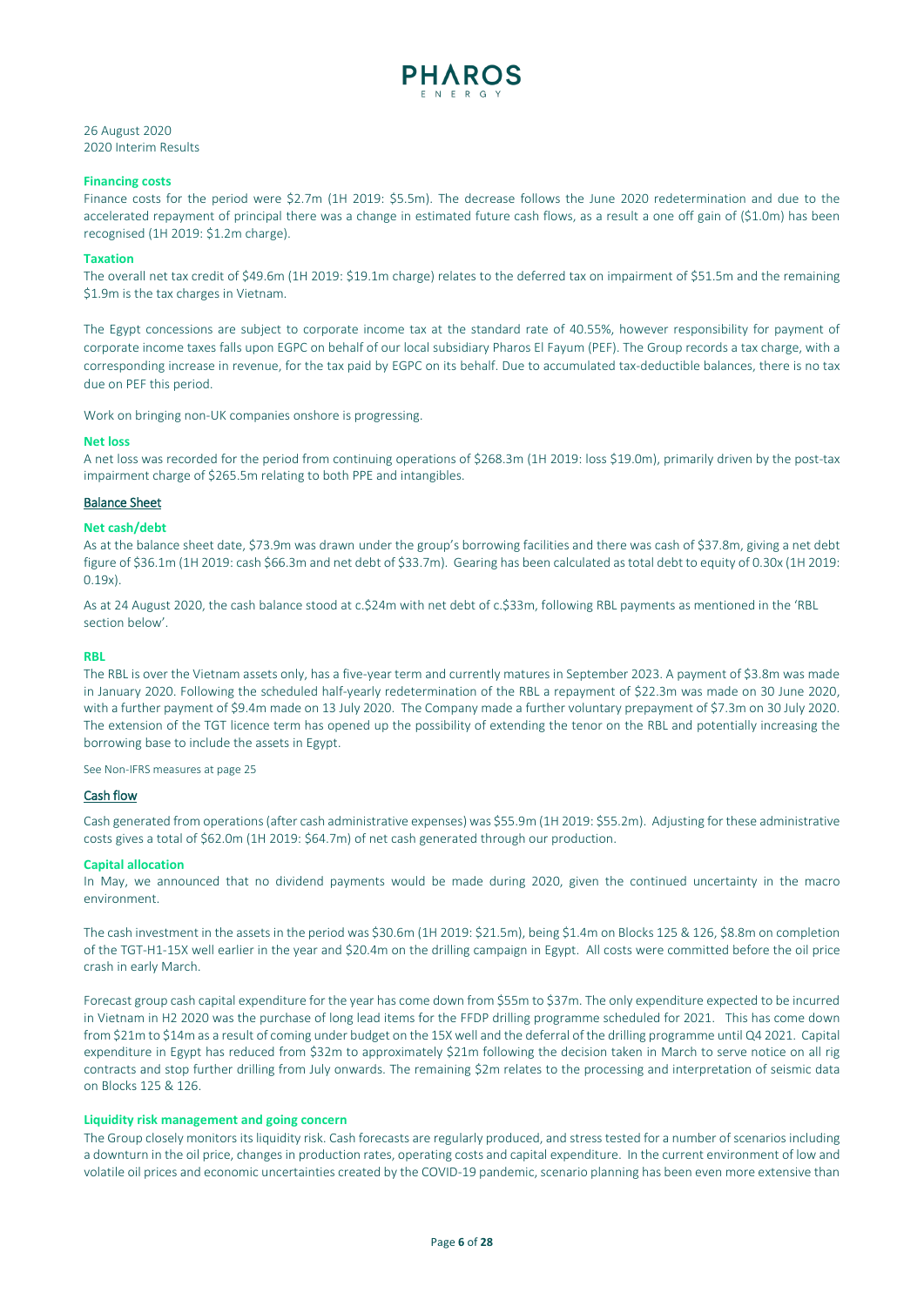26 August 2020
2020 Interim Results

### Financing costs

Finance costs for the period were $2.7m (1H 2019: $5.5m). The decrease follows the June 2020 redetermination and due to the accelerated repayment of principal there was a change in estimated future cash flows, as a result a one off gain of ($1.0m) has been recognised (1H 2019: $1.2m charge).

### Taxation

The overall net tax credit of $49.6m (1H 2019: $19.1m charge) relates to the deferred tax on impairment of $51.5m and the remaining $1.9m is the tax charges in Vietnam.

The Egypt concessions are subject to corporate income tax at the standard rate of 40.55%, however responsibility for payment of corporate income taxes falls upon EGPC on behalf of our local subsidiary Pharos El Fayum (PEF). The Group records a tax charge, with a corresponding increase in revenue, for the tax paid by EGPC on its behalf. Due to accumulated tax-deductible balances, there is no tax due on PEF this period.

Work on bringing non-UK companies onshore is progressing.

### Net loss

A net loss was recorded for the period from continuing operations of $268.3m (1H 2019: loss $19.0m), primarily driven by the post-tax impairment charge of $265.5m relating to both PPE and intangibles.

## Balance Sheet

### Net cash/debt

As at the balance sheet date, $73.9m was drawn under the group's borrowing facilities and there was cash of $37.8m, giving a net debt figure of $36.1m (1H 2019: cash $66.3m and net debt of $33.7m). Gearing has been calculated as total debt to equity of 0.30x (1H 2019: 0.19x).

As at 24 August 2020, the cash balance stood at c.$24m with net debt of c.$33m, following RBL payments as mentioned in the 'RBL section below'.

### RBL

The RBL is over the Vietnam assets only, has a five-year term and currently matures in September 2023. A payment of $3.8m was made in January 2020. Following the scheduled half-yearly redetermination of the RBL a repayment of $22.3m was made on 30 June 2020, with a further payment of $9.4m made on 13 July 2020. The Company made a further voluntary prepayment of $7.3m on 30 July 2020. The extension of the TGT licence term has opened up the possibility of extending the tenor on the RBL and potentially increasing the borrowing base to include the assets in Egypt.

See Non-IFRS measures at page 25

## Cash flow

Cash generated from operations (after cash administrative expenses) was $55.9m (1H 2019: $55.2m). Adjusting for these administrative costs gives a total of $62.0m (1H 2019: $64.7m) of net cash generated through our production.

### Capital allocation

In May, we announced that no dividend payments would be made during 2020, given the continued uncertainty in the macro environment.

The cash investment in the assets in the period was $30.6m (1H 2019: $21.5m), being $1.4m on Blocks 125 & 126, $8.8m on completion of the TGT-H1-15X well earlier in the year and $20.4m on the drilling campaign in Egypt. All costs were committed before the oil price crash in early March.

Forecast group cash capital expenditure for the year has come down from $55m to $37m. The only expenditure expected to be incurred in Vietnam in H2 2020 was the purchase of long lead items for the FFDP drilling programme scheduled for 2021. This has come down from $21m to $14m as a result of coming under budget on the 15X well and the deferral of the drilling programme until Q4 2021. Capital expenditure in Egypt has reduced from $32m to approximately $21m following the decision taken in March to serve notice on all rig contracts and stop further drilling from July onwards. The remaining $2m relates to the processing and interpretation of seismic data on Blocks 125 & 126.

### Liquidity risk management and going concern

The Group closely monitors its liquidity risk. Cash forecasts are regularly produced, and stress tested for a number of scenarios including a downturn in the oil price, changes in production rates, operating costs and capital expenditure. In the current environment of low and volatile oil prices and economic uncertainties created by the COVID-19 pandemic, scenario planning has been even more extensive than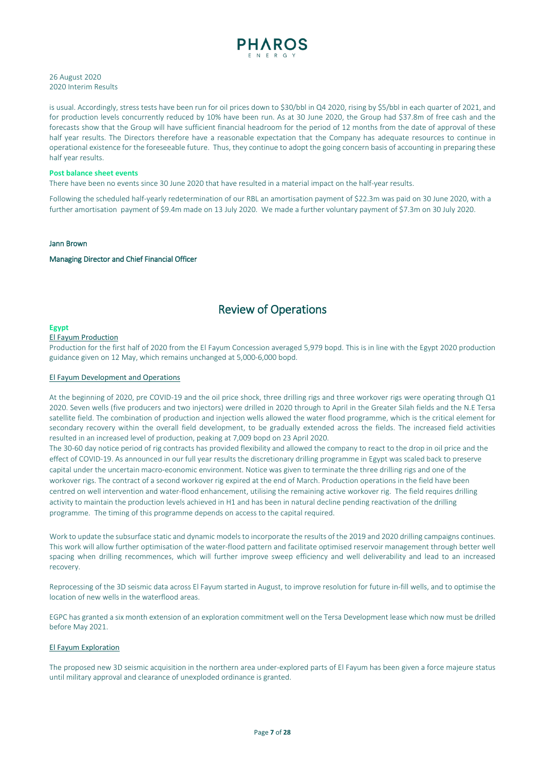is usual. Accordingly, stress tests have been run for oil prices down to $30/bbl in Q4 2020, rising by $5/bbl in each quarter of 2021, and for production levels concurrently reduced by 10% have been run. As at 30 June 2020, the Group had $37.8m of free cash and the forecasts show that the Group will have sufficient financial headroom for the period of 12 months from the date of approval of these half year results. The Directors therefore have a reasonable expectation that the Company has adequate resources to continue in operational existence for the foreseeable future. Thus, they continue to adopt the going concern basis of accounting in preparing these half year results.

**Post balance sheet events**

There have been no events since 30 June 2020 that have resulted in a material impact on the half-year results.

Following the scheduled half-yearly redetermination of our RBL an amortisation payment of $22.3m was paid on 30 June 2020, with a further amortisation payment of $9.4m made on 13 July 2020. We made a further voluntary payment of $7.3m on 30 July 2020.

Jann Brown

Managing Director and Chief Financial Officer

# Review of Operations

## Egypt

### El Fayum Production

Production for the first half of 2020 from the El Fayum Concession averaged 5,979 bopd. This is in line with the Egypt 2020 production guidance given on 12 May, which remains unchanged at 5,000-6,000 bopd.

### El Fayum Development and Operations

At the beginning of 2020, pre COVID-19 and the oil price shock, three drilling rigs and three workover rigs were operating through Q1 2020. Seven wells (five producers and two injectors) were drilled in 2020 through to April in the Greater Silah fields and the N.E Tersa satellite field. The combination of production and injection wells allowed the water flood programme, which is the critical element for secondary recovery within the overall field development, to be gradually extended across the fields. The increased field activities resulted in an increased level of production, peaking at 7,009 bopd on 23 April 2020.

The 30-60 day notice period of rig contracts has provided flexibility and allowed the company to react to the drop in oil price and the effect of COVID-19. As announced in our full year results the discretionary drilling programme in Egypt was scaled back to preserve capital under the uncertain macro-economic environment. Notice was given to terminate the three drilling rigs and one of the workover rigs. The contract of a second workover rig expired at the end of March. Production operations in the field have been centred on well intervention and water-flood enhancement, utilising the remaining active workover rig. The field requires drilling activity to maintain the production levels achieved in H1 and has been in natural decline pending reactivation of the drilling programme. The timing of this programme depends on access to the capital required.

Work to update the subsurface static and dynamic models to incorporate the results of the 2019 and 2020 drilling campaigns continues. This work will allow further optimisation of the water-flood pattern and facilitate optimised reservoir management through better well spacing when drilling recommences, which will further improve sweep efficiency and well deliverability and lead to an increased recovery.

Reprocessing of the 3D seismic data across El Fayum started in August, to improve resolution for future in-fill wells, and to optimise the location of new wells in the waterflood areas.

EGPC has granted a six month extension of an exploration commitment well on the Tersa Development lease which now must be drilled before May 2021.

### El Fayum Exploration

The proposed new 3D seismic acquisition in the northern area under-explored parts of El Fayum has been given a force majeure status until military approval and clearance of unexploded ordinance is granted.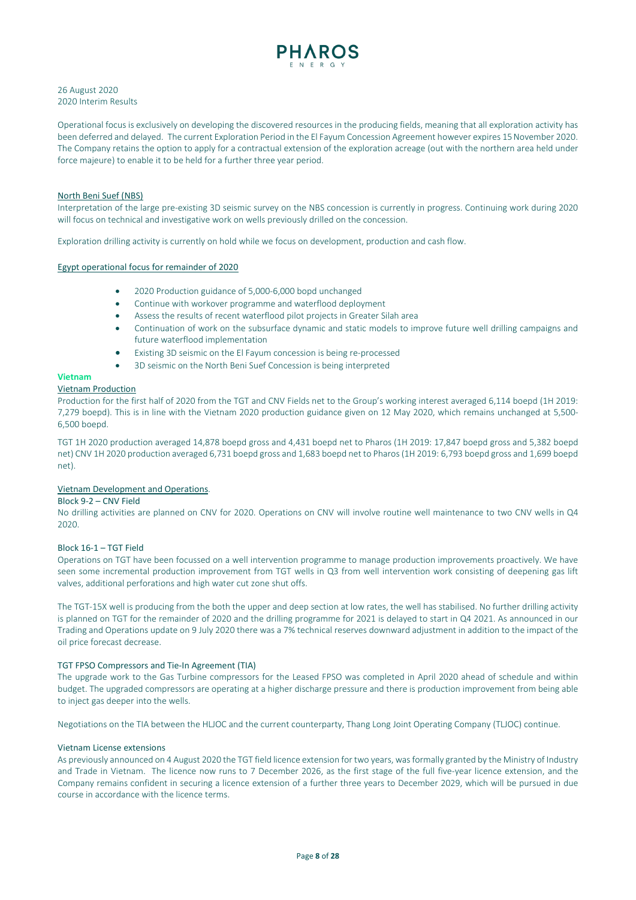26 August 2020
2020 Interim Results

Operational focus is exclusively on developing the discovered resources in the producing fields, meaning that all exploration activity has been deferred and delayed. The current Exploration Period in the El Fayum Concession Agreement however expires 15 November 2020. The Company retains the option to apply for a contractual extension of the exploration acreage (out with the northern area held under force majeure) to enable it to be held for a further three year period.

North Beni Suef (NBS)

Interpretation of the large pre-existing 3D seismic survey on the NBS concession is currently in progress. Continuing work during 2020 will focus on technical and investigative work on wells previously drilled on the concession.

Exploration drilling activity is currently on hold while we focus on development, production and cash flow.

Egypt operational focus for remainder of 2020

- 2020 Production guidance of 5,000-6,000 bopd unchanged
- Continue with workover programme and waterflood deployment
- Assess the results of recent waterflood pilot projects in Greater Silah area
- Continuation of work on the subsurface dynamic and static models to improve future well drilling campaigns and future waterflood implementation
- Existing 3D seismic on the El Fayum concession is being re-processed
- 3D seismic on the North Beni Suef Concession is being interpreted

## Vietnam

Vietnam Production

Production for the first half of 2020 from the TGT and CNV Fields net to the Group's working interest averaged 6,114 boepd (1H 2019: 7,279 boepd). This is in line with the Vietnam 2020 production guidance given on 12 May 2020, which remains unchanged at 5,500-6,500 boepd.

TGT 1H 2020 production averaged 14,878 boepd gross and 4,431 boepd net to Pharos (1H 2019: 17,847 boepd gross and 5,382 boepd net) CNV 1H 2020 production averaged 6,731 boepd gross and 1,683 boepd net to Pharos (1H 2019: 6,793 boepd gross and 1,699 boepd net).

Vietnam Development and Operations.

Block 9-2 – CNV Field

No drilling activities are planned on CNV for 2020. Operations on CNV will involve routine well maintenance to two CNV wells in Q4 2020.

Block 16-1 – TGT Field

Operations on TGT have been focussed on a well intervention programme to manage production improvements proactively. We have seen some incremental production improvement from TGT wells in Q3 from well intervention work consisting of deepening gas lift valves, additional perforations and high water cut zone shut offs.

The TGT-15X well is producing from the both the upper and deep section at low rates, the well has stabilised. No further drilling activity is planned on TGT for the remainder of 2020 and the drilling programme for 2021 is delayed to start in Q4 2021. As announced in our Trading and Operations update on 9 July 2020 there was a 7% technical reserves downward adjustment in addition to the impact of the oil price forecast decrease.

TGT FPSO Compressors and Tie-In Agreement (TIA)

The upgrade work to the Gas Turbine compressors for the Leased FPSO was completed in April 2020 ahead of schedule and within budget. The upgraded compressors are operating at a higher discharge pressure and there is production improvement from being able to inject gas deeper into the wells.

Negotiations on the TIA between the HLJOC and the current counterparty, Thang Long Joint Operating Company (TLJOC) continue.

Vietnam License extensions

As previously announced on 4 August 2020 the TGT field licence extension for two years, was formally granted by the Ministry of Industry and Trade in Vietnam. The licence now runs to 7 December 2026, as the first stage of the full five-year licence extension, and the Company remains confident in securing a licence extension of a further three years to December 2029, which will be pursued in due course in accordance with the licence terms.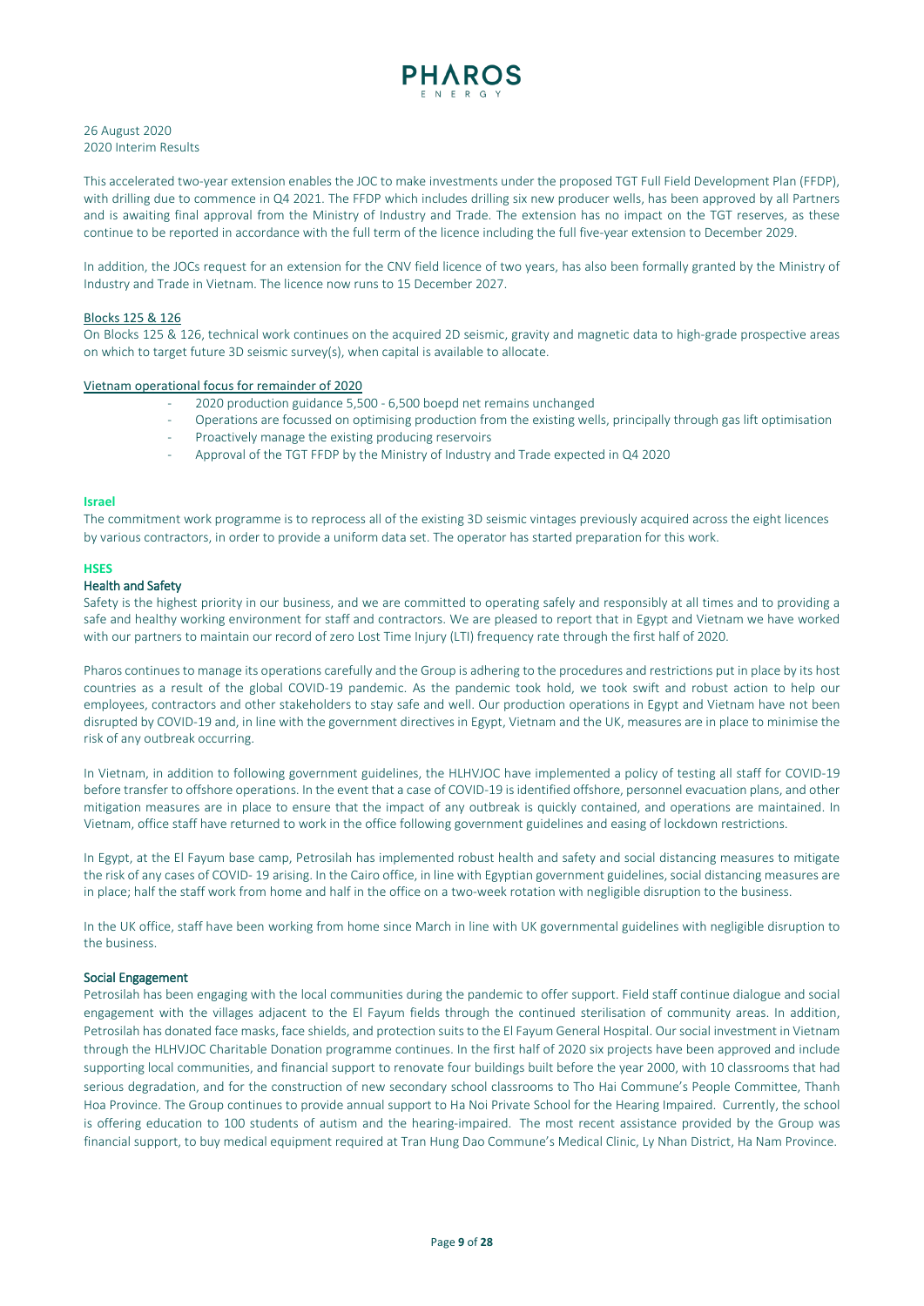26 August 2020
2020 Interim Results

This accelerated two-year extension enables the JOC to make investments under the proposed TGT Full Field Development Plan (FFDP), with drilling due to commence in Q4 2021. The FFDP which includes drilling six new producer wells, has been approved by all Partners and is awaiting final approval from the Ministry of Industry and Trade. The extension has no impact on the TGT reserves, as these continue to be reported in accordance with the full term of the licence including the full five-year extension to December 2029.

In addition, the JOCs request for an extension for the CNV field licence of two years, has also been formally granted by the Ministry of Industry and Trade in Vietnam. The licence now runs to 15 December 2027.

### Blocks 125 & 126

On Blocks 125 & 126, technical work continues on the acquired 2D seismic, gravity and magnetic data to high-grade prospective areas on which to target future 3D seismic survey(s), when capital is available to allocate.

### Vietnam operational focus for remainder of 2020

- 2020 production guidance 5,500 - 6,500 boepd net remains unchanged
- Operations are focussed on optimising production from the existing wells, principally through gas lift optimisation
- Proactively manage the existing producing reservoirs
- Approval of the TGT FFDP by the Ministry of Industry and Trade expected in Q4 2020

## Israel

The commitment work programme is to reprocess all of the existing 3D seismic vintages previously acquired across the eight licences by various contractors, in order to provide a uniform data set. The operator has started preparation for this work.

## HSES

### Health and Safety

Safety is the highest priority in our business, and we are committed to operating safely and responsibly at all times and to providing a safe and healthy working environment for staff and contractors. We are pleased to report that in Egypt and Vietnam we have worked with our partners to maintain our record of zero Lost Time Injury (LTI) frequency rate through the first half of 2020.

Pharos continues to manage its operations carefully and the Group is adhering to the procedures and restrictions put in place by its host countries as a result of the global COVID-19 pandemic. As the pandemic took hold, we took swift and robust action to help our employees, contractors and other stakeholders to stay safe and well. Our production operations in Egypt and Vietnam have not been disrupted by COVID-19 and, in line with the government directives in Egypt, Vietnam and the UK, measures are in place to minimise the risk of any outbreak occurring.

In Vietnam, in addition to following government guidelines, the HLHVJOC have implemented a policy of testing all staff for COVID-19 before transfer to offshore operations. In the event that a case of COVID-19 is identified offshore, personnel evacuation plans, and other mitigation measures are in place to ensure that the impact of any outbreak is quickly contained, and operations are maintained. In Vietnam, office staff have returned to work in the office following government guidelines and easing of lockdown restrictions.

In Egypt, at the El Fayum base camp, Petrosilah has implemented robust health and safety and social distancing measures to mitigate the risk of any cases of COVID- 19 arising. In the Cairo office, in line with Egyptian government guidelines, social distancing measures are in place; half the staff work from home and half in the office on a two-week rotation with negligible disruption to the business.

In the UK office, staff have been working from home since March in line with UK governmental guidelines with negligible disruption to the business.

### Social Engagement

Petrosilah has been engaging with the local communities during the pandemic to offer support. Field staff continue dialogue and social engagement with the villages adjacent to the El Fayum fields through the continued sterilisation of community areas. In addition, Petrosilah has donated face masks, face shields, and protection suits to the El Fayum General Hospital. Our social investment in Vietnam through the HLHVJOC Charitable Donation programme continues. In the first half of 2020 six projects have been approved and include supporting local communities, and financial support to renovate four buildings built before the year 2000, with 10 classrooms that had serious degradation, and for the construction of new secondary school classrooms to Tho Hai Commune's People Committee, Thanh Hoa Province. The Group continues to provide annual support to Ha Noi Private School for the Hearing Impaired. Currently, the school is offering education to 100 students of autism and the hearing-impaired. The most recent assistance provided by the Group was financial support, to buy medical equipment required at Tran Hung Dao Commune's Medical Clinic, Ly Nhan District, Ha Nam Province.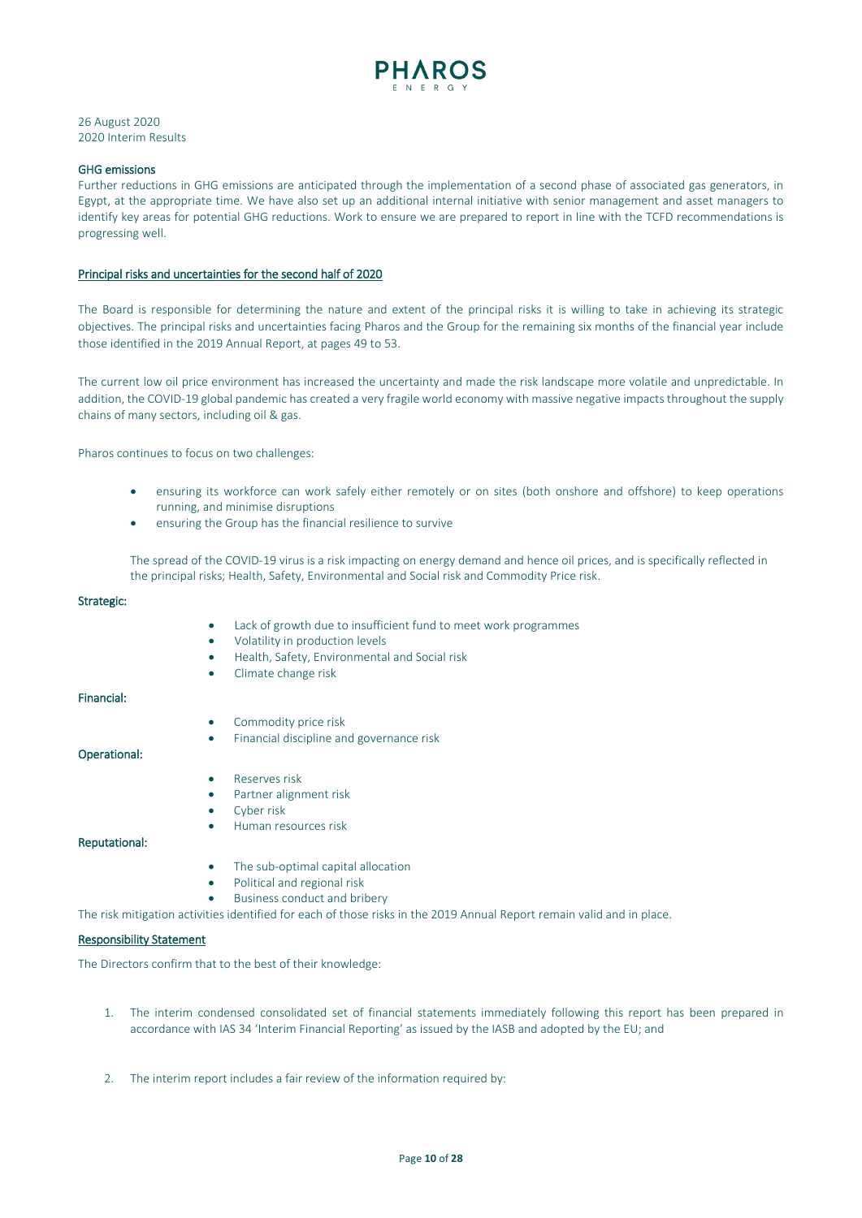26 August 2020
2020 Interim Results

### GHG emissions

Further reductions in GHG emissions are anticipated through the implementation of a second phase of associated gas generators, in Egypt, at the appropriate time. We have also set up an additional internal initiative with senior management and asset managers to identify key areas for potential GHG reductions. Work to ensure we are prepared to report in line with the TCFD recommendations is progressing well.

## Principal risks and uncertainties for the second half of 2020

The Board is responsible for determining the nature and extent of the principal risks it is willing to take in achieving its strategic objectives. The principal risks and uncertainties facing Pharos and the Group for the remaining six months of the financial year include those identified in the 2019 Annual Report, at pages 49 to 53.

The current low oil price environment has increased the uncertainty and made the risk landscape more volatile and unpredictable. In addition, the COVID-19 global pandemic has created a very fragile world economy with massive negative impacts throughout the supply chains of many sectors, including oil & gas.

Pharos continues to focus on two challenges:

- ensuring its workforce can work safely either remotely or on sites (both onshore and offshore) to keep operations running, and minimise disruptions
- ensuring the Group has the financial resilience to survive

The spread of the COVID-19 virus is a risk impacting on energy demand and hence oil prices, and is specifically reflected in the principal risks; Health, Safety, Environmental and Social risk and Commodity Price risk.

### Strategic:

- Lack of growth due to insufficient fund to meet work programmes
- Volatility in production levels
- Health, Safety, Environmental and Social risk
- Climate change risk

### Financial:

- Commodity price risk
- Financial discipline and governance risk

### Operational:

- Reserves risk
- Partner alignment risk
- Cyber risk
- Human resources risk

### Reputational:

- The sub-optimal capital allocation
- Political and regional risk
- Business conduct and bribery

The risk mitigation activities identified for each of those risks in the 2019 Annual Report remain valid and in place.

## Responsibility Statement

The Directors confirm that to the best of their knowledge:

1. The interim condensed consolidated set of financial statements immediately following this report has been prepared in accordance with IAS 34 'Interim Financial Reporting' as issued by the IASB and adopted by the EU; and

2. The interim report includes a fair review of the information required by: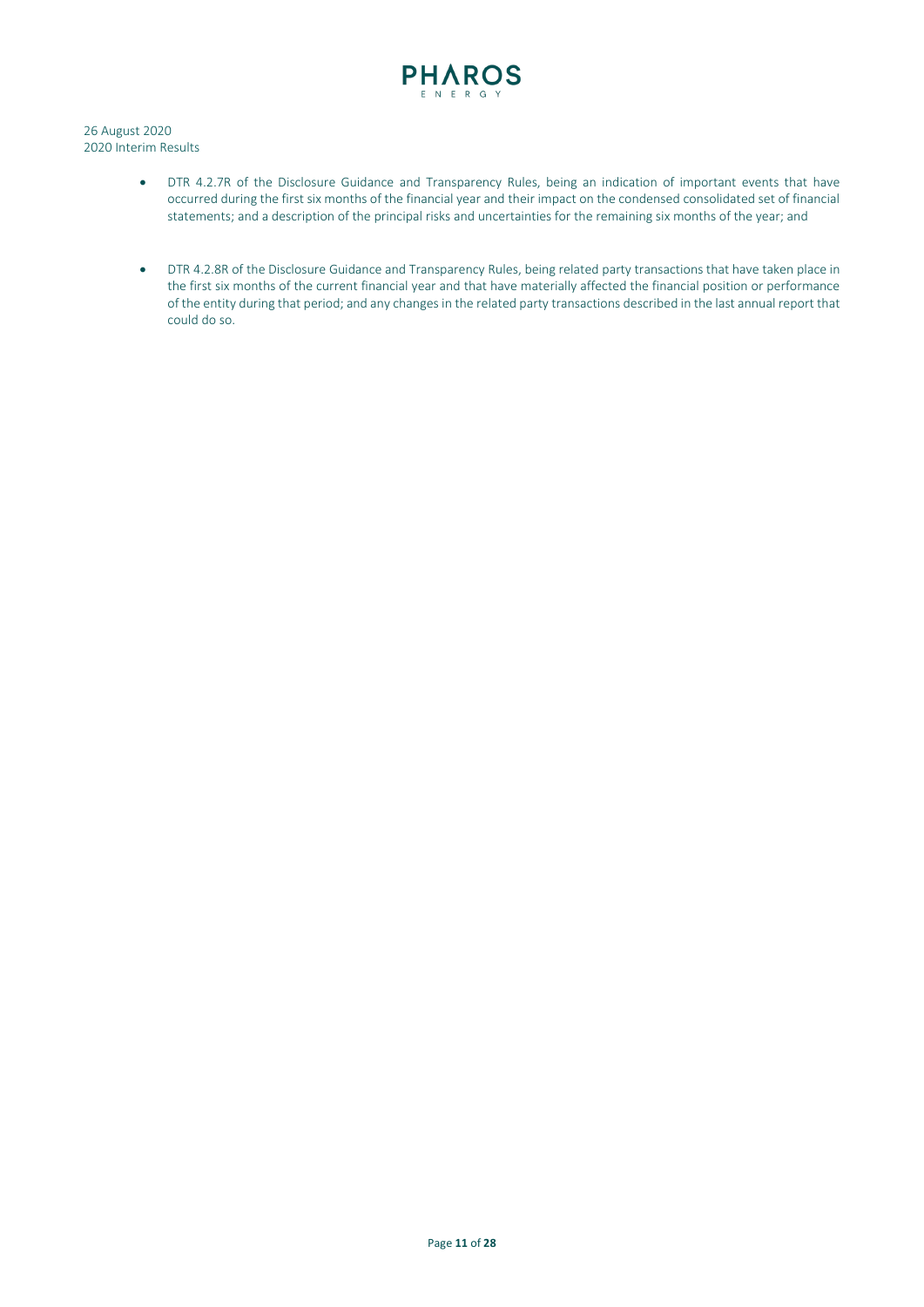- DTR 4.2.7R of the Disclosure Guidance and Transparency Rules, being an indication of important events that have occurred during the first six months of the financial year and their impact on the condensed consolidated set of financial statements; and a description of the principal risks and uncertainties for the remaining six months of the year; and

- DTR 4.2.8R of the Disclosure Guidance and Transparency Rules, being related party transactions that have taken place in the first six months of the current financial year and that have materially affected the financial position or performance of the entity during that period; and any changes in the related party transactions described in the last annual report that could do so.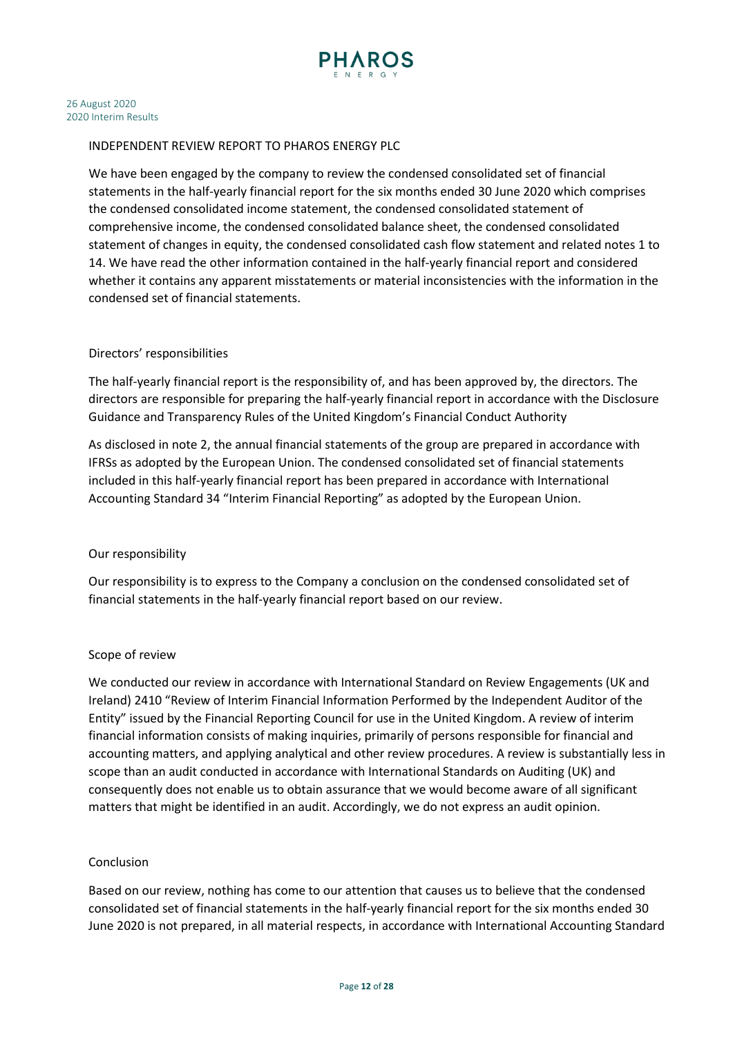## INDEPENDENT REVIEW REPORT TO PHAROS ENERGY PLC

We have been engaged by the company to review the condensed consolidated set of financial statements in the half-yearly financial report for the six months ended 30 June 2020 which comprises the condensed consolidated income statement, the condensed consolidated statement of comprehensive income, the condensed consolidated balance sheet, the condensed consolidated statement of changes in equity, the condensed consolidated cash flow statement and related notes 1 to 14. We have read the other information contained in the half-yearly financial report and considered whether it contains any apparent misstatements or material inconsistencies with the information in the condensed set of financial statements.

### Directors' responsibilities

The half-yearly financial report is the responsibility of, and has been approved by, the directors. The directors are responsible for preparing the half-yearly financial report in accordance with the Disclosure Guidance and Transparency Rules of the United Kingdom's Financial Conduct Authority

As disclosed in note 2, the annual financial statements of the group are prepared in accordance with IFRSs as adopted by the European Union. The condensed consolidated set of financial statements included in this half-yearly financial report has been prepared in accordance with International Accounting Standard 34 "Interim Financial Reporting" as adopted by the European Union.

### Our responsibility

Our responsibility is to express to the Company a conclusion on the condensed consolidated set of financial statements in the half-yearly financial report based on our review.

### Scope of review

We conducted our review in accordance with International Standard on Review Engagements (UK and Ireland) 2410 "Review of Interim Financial Information Performed by the Independent Auditor of the Entity" issued by the Financial Reporting Council for use in the United Kingdom. A review of interim financial information consists of making inquiries, primarily of persons responsible for financial and accounting matters, and applying analytical and other review procedures. A review is substantially less in scope than an audit conducted in accordance with International Standards on Auditing (UK) and consequently does not enable us to obtain assurance that we would become aware of all significant matters that might be identified in an audit. Accordingly, we do not express an audit opinion.

### Conclusion

Based on our review, nothing has come to our attention that causes us to believe that the condensed consolidated set of financial statements in the half-yearly financial report for the six months ended 30 June 2020 is not prepared, in all material respects, in accordance with International Accounting Standard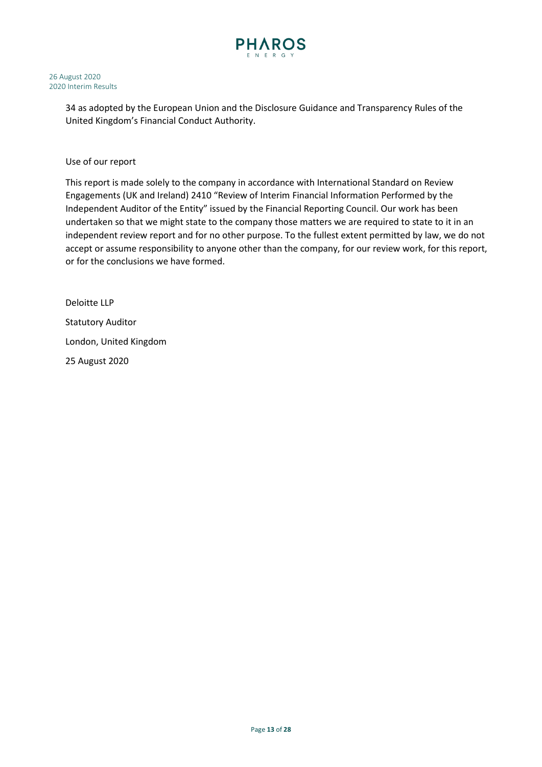34 as adopted by the European Union and the Disclosure Guidance and Transparency Rules of the United Kingdom's Financial Conduct Authority.

Use of our report

This report is made solely to the company in accordance with International Standard on Review Engagements (UK and Ireland) 2410 "Review of Interim Financial Information Performed by the Independent Auditor of the Entity" issued by the Financial Reporting Council. Our work has been undertaken so that we might state to the company those matters we are required to state to it in an independent review report and for no other purpose. To the fullest extent permitted by law, we do not accept or assume responsibility to anyone other than the company, for our review work, for this report, or for the conclusions we have formed.

Deloitte LLP

Statutory Auditor

London, United Kingdom

25 August 2020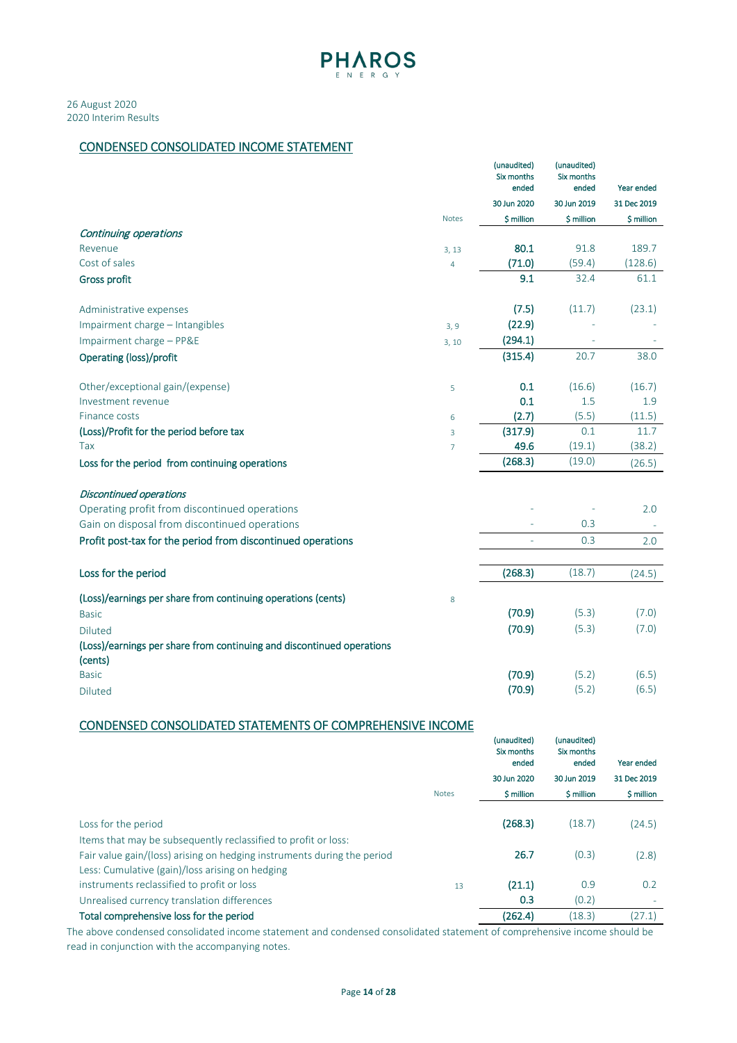PHAROS ENERGY

26 August 2020
2020 Interim Results

## CONDENSED CONSOLIDATED INCOME STATEMENT

| | Notes | (unaudited) Six months ended 30 Jun 2020 $ million | (unaudited) Six months ended 30 Jun 2019 $ million | Year ended 31 Dec 2019 $ million |
|---|---|---|---|---|
| ***Continuing operations*** | | | | |
| Revenue | 3, 13 | **80.1** | 91.8 | 189.7 |
| Cost of sales | 4 | **(71.0)** | (59.4) | (128.6) |
| **Gross profit** | | **9.1** | 32.4 | 61.1 |
| | | | | |
| Administrative expenses | | **(7.5)** | (11.7) | (23.1) |
| Impairment charge – Intangibles | 3, 9 | **(22.9)** | - | - |
| Impairment charge – PP&E | 3, 10 | **(294.1)** | - | - |
| **Operating (loss)/profit** | | **(315.4)** | 20.7 | 38.0 |
| | | | | |
| Other/exceptional gain/(expense) | 5 | **0.1** | (16.6) | (16.7) |
| Investment revenue | | **0.1** | 1.5 | 1.9 |
| Finance costs | 6 | **(2.7)** | (5.5) | (11.5) |
| **(Loss)/Profit for the period before tax** | 3 | **(317.9)** | 0.1 | 11.7 |
| Tax | 7 | **49.6** | (19.1) | (38.2) |
| **Loss for the period from continuing operations** | | **(268.3)** | (19.0) | (26.5) |
| | | | | |
| ***Discontinued operations*** | | | | |
| Operating profit from discontinued operations | | - | - | 2.0 |
| Gain on disposal from discontinued operations | | - | 0.3 | - |
| **Profit post-tax for the period from discontinued operations** | | - | 0.3 | 2.0 |
| | | | | |
| **Loss for the period** | | **(268.3)** | (18.7) | (24.5) |
| | | | | |
| **(Loss)/earnings per share from continuing operations (cents)** | 8 | | | |
| Basic | | **(70.9)** | (5.3) | (7.0) |
| Diluted | | **(70.9)** | (5.3) | (7.0) |
| **(Loss)/earnings per share from continuing and discontinued operations (cents)** | | | | |
| Basic | | **(70.9)** | (5.2) | (6.5) |
| Diluted | | **(70.9)** | (5.2) | (6.5) |

## CONDENSED CONSOLIDATED STATEMENTS OF COMPREHENSIVE INCOME

| | Notes | (unaudited) Six months ended 30 Jun 2020 $ million | (unaudited) Six months ended 30 Jun 2019 $ million | Year ended 31 Dec 2019 $ million |
|---|---|---|---|---|
| Loss for the period | | **(268.3)** | (18.7) | (24.5) |
| Items that may be subsequently reclassified to profit or loss: | | | | |
| Fair value gain/(loss) arising on hedging instruments during the period | | **26.7** | (0.3) | (2.8) |
| Less: Cumulative (gain)/loss arising on hedging instruments reclassified to profit or loss | 13 | **(21.1)** | 0.9 | 0.2 |
| Unrealised currency translation differences | | **0.3** | (0.2) | - |
| **Total comprehensive loss for the period** | | **(262.4)** | (18.3) | (27.1) |

The above condensed consolidated income statement and condensed consolidated statement of comprehensive income should be read in conjunction with the accompanying notes.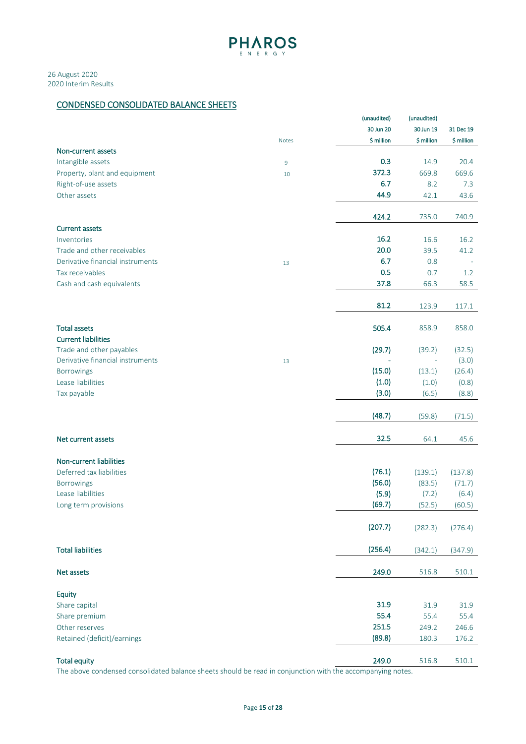PHAROS ENERGY

26 August 2020
2020 Interim Results

## CONDENSED CONSOLIDATED BALANCE SHEETS

| | Notes | (unaudited) 30 Jun 20 $ million | (unaudited) 30 Jun 19 $ million | 31 Dec 19 $ million |
|---|---|---|---|---|
| **Non-current assets** | | | | |
| Intangible assets | 9 | 0.3 | 14.9 | 20.4 |
| Property, plant and equipment | 10 | 372.3 | 669.8 | 669.6 |
| Right-of-use assets | | 6.7 | 8.2 | 7.3 |
| Other assets | | 44.9 | 42.1 | 43.6 |
| | | 424.2 | 735.0 | 740.9 |
| **Current assets** | | | | |
| Inventories | | 16.2 | 16.6 | 16.2 |
| Trade and other receivables | | 20.0 | 39.5 | 41.2 |
| Derivative financial instruments | 13 | 6.7 | 0.8 | - |
| Tax receivables | | 0.5 | 0.7 | 1.2 |
| Cash and cash equivalents | | 37.8 | 66.3 | 58.5 |
| | | 81.2 | 123.9 | 117.1 |
| **Total assets** | | 505.4 | 858.9 | 858.0 |
| **Current liabilities** | | | | |
| Trade and other payables | | (29.7) | (39.2) | (32.5) |
| Derivative financial instruments | 13 | - | - | (3.0) |
| Borrowings | | (15.0) | (13.1) | (26.4) |
| Lease liabilities | | (1.0) | (1.0) | (0.8) |
| Tax payable | | (3.0) | (6.5) | (8.8) |
| | | (48.7) | (59.8) | (71.5) |
| **Net current assets** | | 32.5 | 64.1 | 45.6 |
| **Non-current liabilities** | | | | |
| Deferred tax liabilities | | (76.1) | (139.1) | (137.8) |
| Borrowings | | (56.0) | (83.5) | (71.7) |
| Lease liabilities | | (5.9) | (7.2) | (6.4) |
| Long term provisions | | (69.7) | (52.5) | (60.5) |
| | | (207.7) | (282.3) | (276.4) |
| **Total liabilities** | | (256.4) | (342.1) | (347.9) |
| **Net assets** | | 249.0 | 516.8 | 510.1 |
| **Equity** | | | | |
| Share capital | | 31.9 | 31.9 | 31.9 |
| Share premium | | 55.4 | 55.4 | 55.4 |
| Other reserves | | 251.5 | 249.2 | 246.6 |
| Retained (deficit)/earnings | | (89.8) | 180.3 | 176.2 |
| **Total equity** | | 249.0 | 516.8 | 510.1 |

The above condensed consolidated balance sheets should be read in conjunction with the accompanying notes.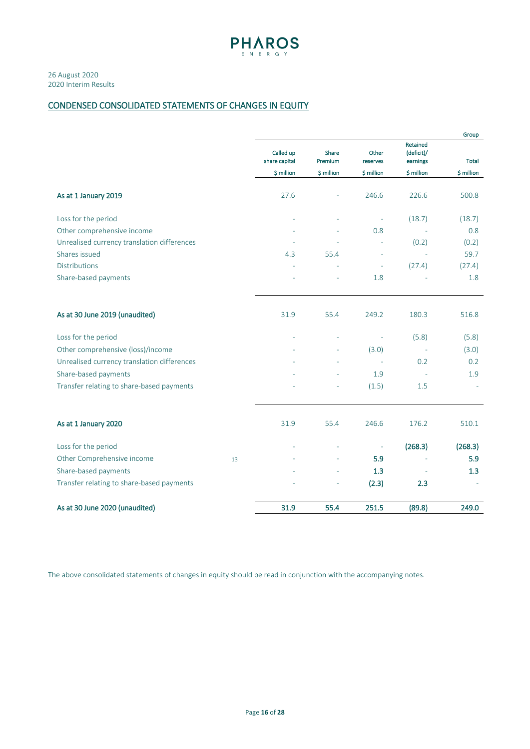26 August 2020
2020 Interim Results

## CONDENSED CONSOLIDATED STATEMENTS OF CHANGES IN EQUITY

| | | | | | | Group |
|---|---|---|---|---|---|---|
| | | Called up share capital | Share Premium | Other reserves | Retained (deficit)/ earnings | Total |
| | | $ million | $ million | $ million | $ million | $ million |
| **As at 1 January 2019** | | 27.6 | - | 246.6 | 226.6 | 500.8 |
| Loss for the period | | - | - | - | (18.7) | (18.7) |
| Other comprehensive income | | - | - | 0.8 | - | 0.8 |
| Unrealised currency translation differences | | - | - | - | (0.2) | (0.2) |
| Shares issued | | 4.3 | 55.4 | - | - | 59.7 |
| Distributions | | - | - | - | (27.4) | (27.4) |
| Share-based payments | | - | - | 1.8 | - | 1.8 |
| **As at 30 June 2019 (unaudited)** | | 31.9 | 55.4 | 249.2 | 180.3 | 516.8 |
| Loss for the period | | - | - | - | (5.8) | (5.8) |
| Other comprehensive (loss)/income | | - | - | (3.0) | - | (3.0) |
| Unrealised currency translation differences | | - | - | - | 0.2 | 0.2 |
| Share-based payments | | - | - | 1.9 | - | 1.9 |
| Transfer relating to share-based payments | | - | - | (1.5) | 1.5 | - |
| **As at 1 January 2020** | | 31.9 | 55.4 | 246.6 | 176.2 | 510.1 |
| Loss for the period | | - | - | - | **(268.3)** | **(268.3)** |
| Other Comprehensive income | 13 | - | - | **5.9** | - | **5.9** |
| Share-based payments | | - | - | **1.3** | - | **1.3** |
| Transfer relating to share-based payments | | - | - | **(2.3)** | **2.3** | - |
| **As at 30 June 2020 (unaudited)** | | **31.9** | **55.4** | **251.5** | **(89.8)** | **249.0** |

The above consolidated statements of changes in equity should be read in conjunction with the accompanying notes.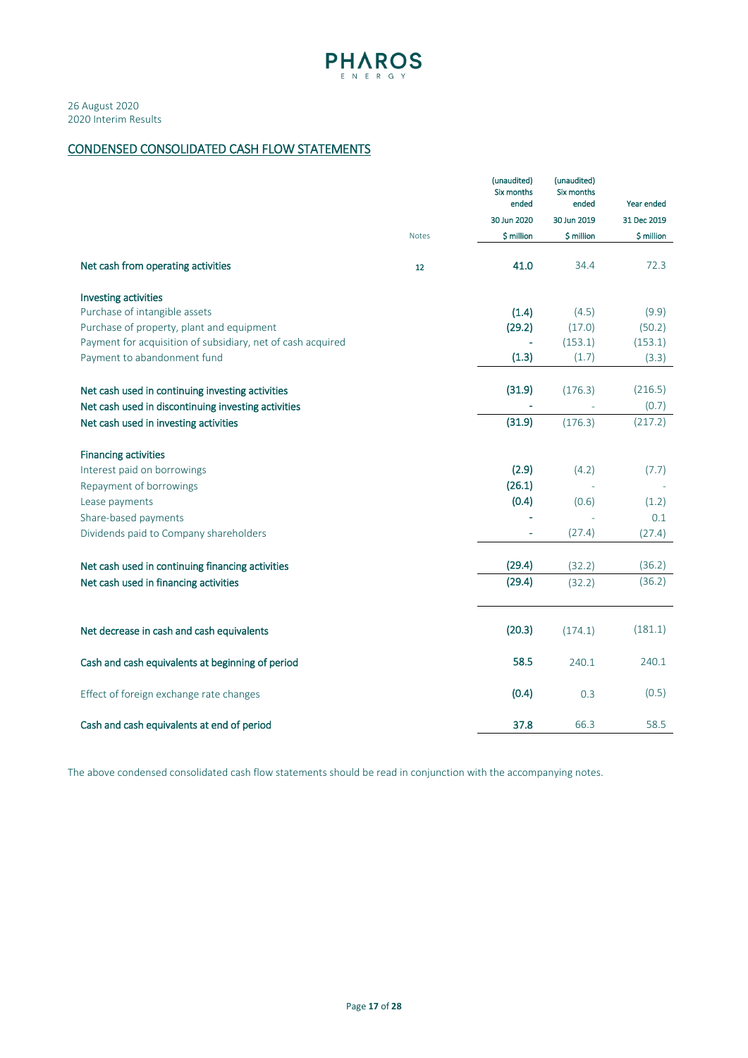PHAROS ENERGY

26 August 2020
2020 Interim Results

## CONDENSED CONSOLIDATED CASH FLOW STATEMENTS

| | Notes | (unaudited) Six months ended 30 Jun 2020 $ million | (unaudited) Six months ended 30 Jun 2019 $ million | Year ended 31 Dec 2019 $ million |
|---|---|---|---|---|
| **Net cash from operating activities** | 12 | **41.0** | 34.4 | 72.3 |
| **Investing activities** | | | | |
| Purchase of intangible assets | | **(1.4)** | (4.5) | (9.9) |
| Purchase of property, plant and equipment | | **(29.2)** | (17.0) | (50.2) |
| Payment for acquisition of subsidiary, net of cash acquired | | **-** | (153.1) | (153.1) |
| Payment to abandonment fund | | **(1.3)** | (1.7) | (3.3) |
| **Net cash used in continuing investing activities** | | **(31.9)** | (176.3) | (216.5) |
| **Net cash used in discontinuing investing activities** | | **-** | - | (0.7) |
| **Net cash used in investing activities** | | **(31.9)** | (176.3) | (217.2) |
| **Financing activities** | | | | |
| Interest paid on borrowings | | **(2.9)** | (4.2) | (7.7) |
| Repayment of borrowings | | **(26.1)** | - | - |
| Lease payments | | **(0.4)** | (0.6) | (1.2) |
| Share-based payments | | **-** | - | 0.1 |
| Dividends paid to Company shareholders | | **-** | (27.4) | (27.4) |
| **Net cash used in continuing financing activities** | | **(29.4)** | (32.2) | (36.2) |
| **Net cash used in financing activities** | | **(29.4)** | (32.2) | (36.2) |
| **Net decrease in cash and cash equivalents** | | **(20.3)** | (174.1) | (181.1) |
| **Cash and cash equivalents at beginning of period** | | **58.5** | 240.1 | 240.1 |
| Effect of foreign exchange rate changes | | **(0.4)** | 0.3 | (0.5) |
| **Cash and cash equivalents at end of period** | | **37.8** | 66.3 | 58.5 |

The above condensed consolidated cash flow statements should be read in conjunction with the accompanying notes.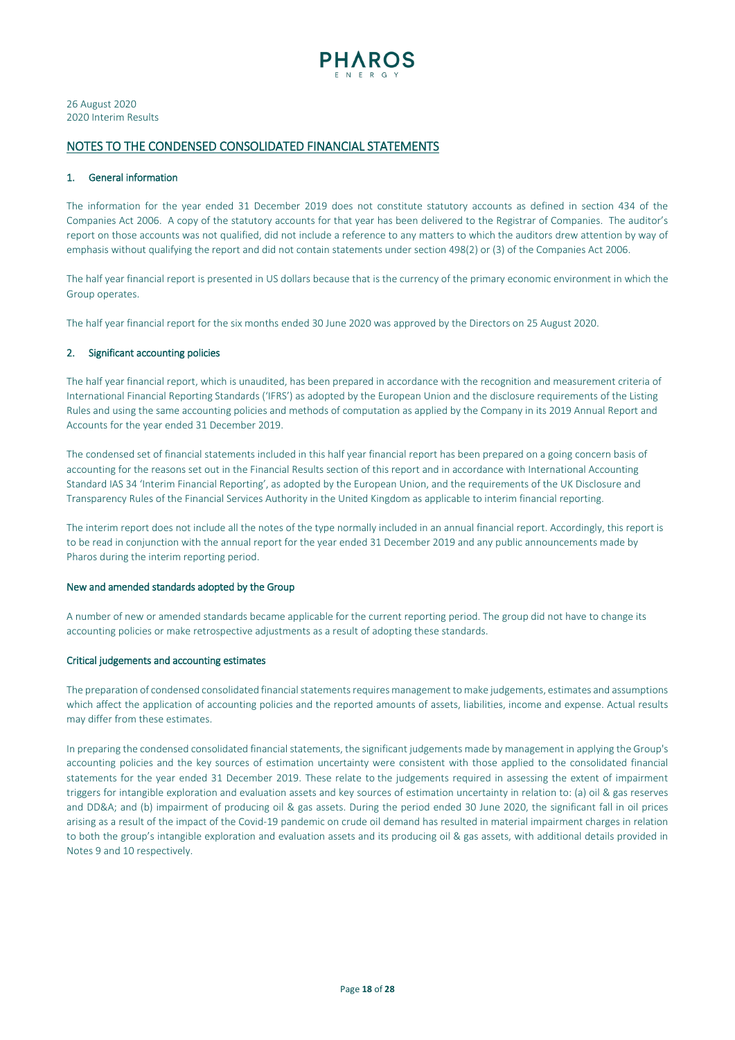26 August 2020
2020 Interim Results

## NOTES TO THE CONDENSED CONSOLIDATED FINANCIAL STATEMENTS

### 1. General information

The information for the year ended 31 December 2019 does not constitute statutory accounts as defined in section 434 of the Companies Act 2006. A copy of the statutory accounts for that year has been delivered to the Registrar of Companies. The auditor's report on those accounts was not qualified, did not include a reference to any matters to which the auditors drew attention by way of emphasis without qualifying the report and did not contain statements under section 498(2) or (3) of the Companies Act 2006.

The half year financial report is presented in US dollars because that is the currency of the primary economic environment in which the Group operates.

The half year financial report for the six months ended 30 June 2020 was approved by the Directors on 25 August 2020.

### 2. Significant accounting policies

The half year financial report, which is unaudited, has been prepared in accordance with the recognition and measurement criteria of International Financial Reporting Standards ('IFRS') as adopted by the European Union and the disclosure requirements of the Listing Rules and using the same accounting policies and methods of computation as applied by the Company in its 2019 Annual Report and Accounts for the year ended 31 December 2019.

The condensed set of financial statements included in this half year financial report has been prepared on a going concern basis of accounting for the reasons set out in the Financial Results section of this report and in accordance with International Accounting Standard IAS 34 'Interim Financial Reporting', as adopted by the European Union, and the requirements of the UK Disclosure and Transparency Rules of the Financial Services Authority in the United Kingdom as applicable to interim financial reporting.

The interim report does not include all the notes of the type normally included in an annual financial report. Accordingly, this report is to be read in conjunction with the annual report for the year ended 31 December 2019 and any public announcements made by Pharos during the interim reporting period.

#### New and amended standards adopted by the Group

A number of new or amended standards became applicable for the current reporting period. The group did not have to change its accounting policies or make retrospective adjustments as a result of adopting these standards.

#### Critical judgements and accounting estimates

The preparation of condensed consolidated financial statements requires management to make judgements, estimates and assumptions which affect the application of accounting policies and the reported amounts of assets, liabilities, income and expense. Actual results may differ from these estimates.

In preparing the condensed consolidated financial statements, the significant judgements made by management in applying the Group's accounting policies and the key sources of estimation uncertainty were consistent with those applied to the consolidated financial statements for the year ended 31 December 2019. These relate to the judgements required in assessing the extent of impairment triggers for intangible exploration and evaluation assets and key sources of estimation uncertainty in relation to: (a) oil & gas reserves and DD&A; and (b) impairment of producing oil & gas assets. During the period ended 30 June 2020, the significant fall in oil prices arising as a result of the impact of the Covid-19 pandemic on crude oil demand has resulted in material impairment charges in relation to both the group's intangible exploration and evaluation assets and its producing oil & gas assets, with additional details provided in Notes 9 and 10 respectively.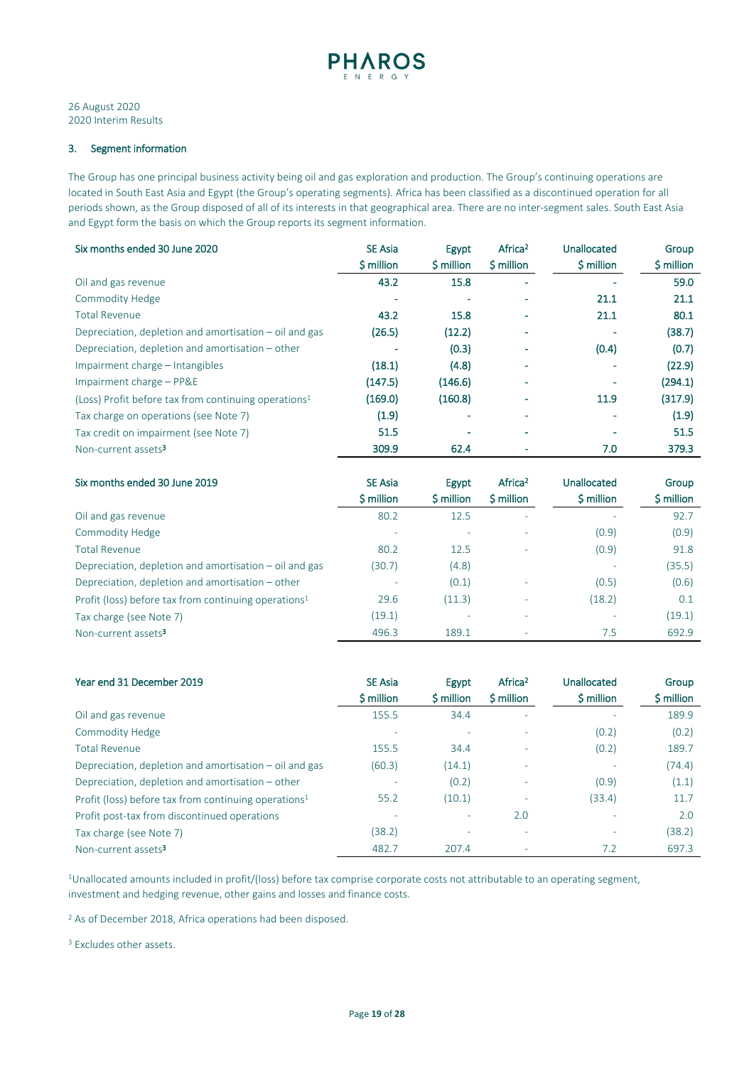26 August 2020
2020 Interim Results

### 3. Segment information

The Group has one principal business activity being oil and gas exploration and production. The Group's continuing operations are located in South East Asia and Egypt (the Group's operating segments). Africa has been classified as a discontinued operation for all periods shown, as the Group disposed of all of its interests in that geographical area. There are no inter-segment sales. South East Asia and Egypt form the basis on which the Group reports its segment information.

| Six months ended 30 June 2020 | SE Asia $ million | Egypt $ million | Africa[2] $ million | Unallocated $ million | Group $ million |
|---|---|---|---|---|---|
| Oil and gas revenue | **43.2** | **15.8** | **-** | **-** | **59.0** |
| Commodity Hedge | **-** | **-** | **-** | **21.1** | **21.1** |
| Total Revenue | **43.2** | **15.8** | **-** | **21.1** | **80.1** |
| Depreciation, depletion and amortisation – oil and gas | **(26.5)** | **(12.2)** | **-** | **-** | **(38.7)** |
| Depreciation, depletion and amortisation – other | **-** | **(0.3)** | **-** | **(0.4)** | **(0.7)** |
| Impairment charge – Intangibles | **(18.1)** | **(4.8)** | **-** | **-** | **(22.9)** |
| Impairment charge – PP&E | **(147.5)** | **(146.6)** | **-** | **-** | **(294.1)** |
| (Loss) Profit before tax from continuing operations[1] | **(169.0)** | **(160.8)** | **-** | **11.9** | **(317.9)** |
| Tax charge on operations (see Note 7) | **(1.9)** | **-** | **-** | **-** | **(1.9)** |
| Tax credit on impairment (see Note 7) | **51.5** | **-** | **-** | **-** | **51.5** |
| Non-current assets[3] | **309.9** | **62.4** | **-** | **7.0** | **379.3** |

| Six months ended 30 June 2019 | SE Asia $ million | Egypt $ million | Africa[2] $ million | Unallocated $ million | Group $ million |
|---|---|---|---|---|---|
| Oil and gas revenue | 80.2 | 12.5 | - | - | 92.7 |
| Commodity Hedge | - | - | - | (0.9) | (0.9) |
| Total Revenue | 80.2 | 12.5 | - | (0.9) | 91.8 |
| Depreciation, depletion and amortisation – oil and gas | (30.7) | (4.8) | | - | (35.5) |
| Depreciation, depletion and amortisation – other | - | (0.1) | - | (0.5) | (0.6) |
| Profit (loss) before tax from continuing operations[1] | 29.6 | (11.3) | - | (18.2) | 0.1 |
| Tax charge (see Note 7) | (19.1) | - | - | - | (19.1) |
| Non-current assets[3] | 496.3 | 189.1 | - | 7.5 | 692.9 |

| Year end 31 December 2019 | SE Asia $ million | Egypt $ million | Africa[2] $ million | Unallocated $ million | Group $ million |
|---|---|---|---|---|---|
| Oil and gas revenue | 155.5 | 34.4 | - | - | 189.9 |
| Commodity Hedge | - | - | - | (0.2) | (0.2) |
| Total Revenue | 155.5 | 34.4 | - | (0.2) | 189.7 |
| Depreciation, depletion and amortisation – oil and gas | (60.3) | (14.1) | - | - | (74.4) |
| Depreciation, depletion and amortisation – other | - | (0.2) | - | (0.9) | (1.1) |
| Profit (loss) before tax from continuing operations[1] | 55.2 | (10.1) | - | (33.4) | 11.7 |
| Profit post-tax from discontinued operations | - | - | 2.0 | - | 2.0 |
| Tax charge (see Note 7) | (38.2) | - | - | - | (38.2) |
| Non-current assets[3] | 482.7 | 207.4 | - | 7.2 | 697.3 |

[1] Unallocated amounts included in profit/(loss) before tax comprise corporate costs not attributable to an operating segment, investment and hedging revenue, other gains and losses and finance costs.

[2] As of December 2018, Africa operations had been disposed.

[3] Excludes other assets.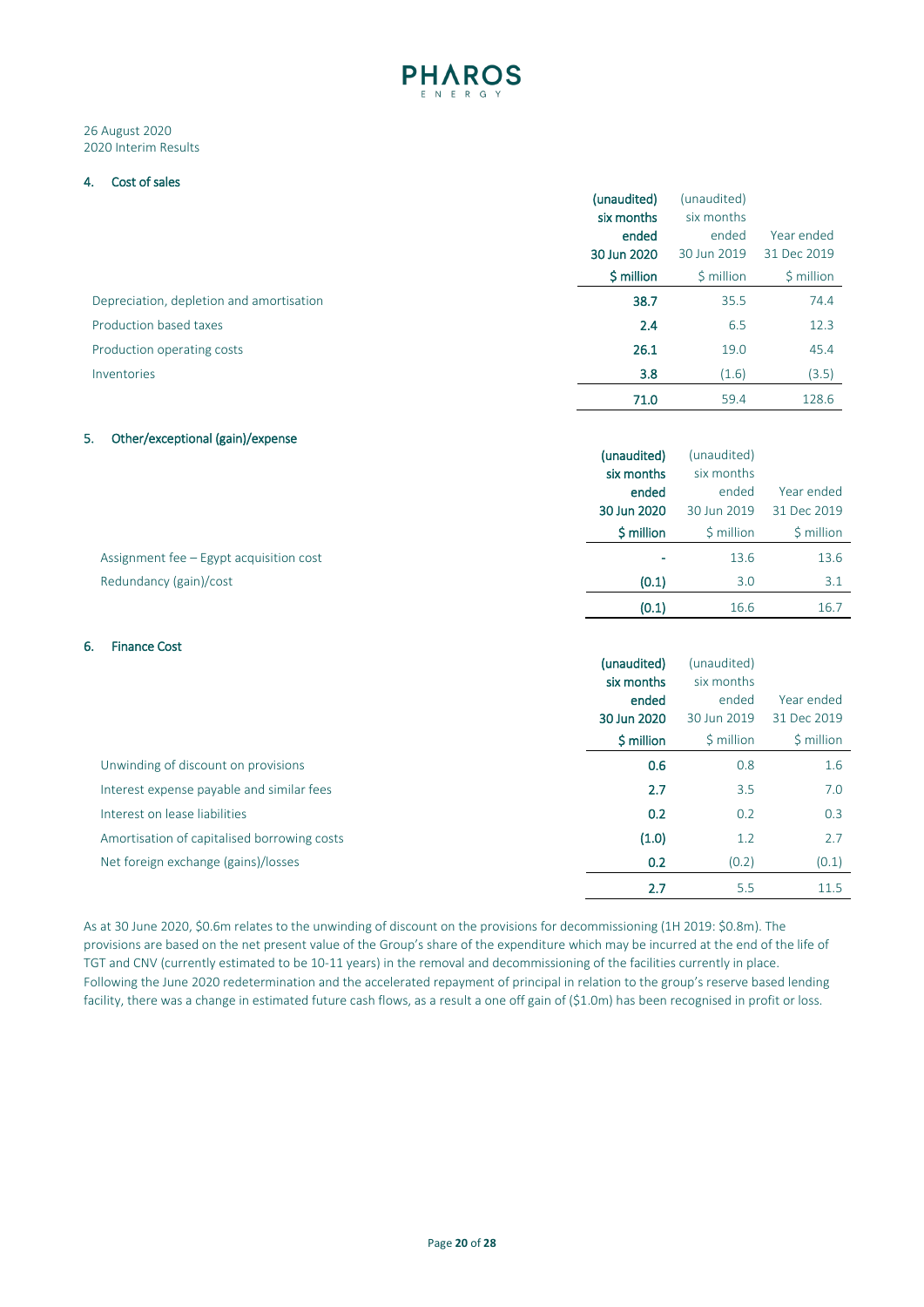26 August 2020
2020 Interim Results

## 4. Cost of sales

| | (unaudited) six months ended 30 Jun 2020 | (unaudited) six months ended 30 Jun 2019 | Year ended 31 Dec 2019 |
|---|---|---|---|
| | $ million | $ million | $ million |
| Depreciation, depletion and amortisation | **38.7** | 35.5 | 74.4 |
| Production based taxes | **2.4** | 6.5 | 12.3 |
| Production operating costs | **26.1** | 19.0 | 45.4 |
| Inventories | **3.8** | (1.6) | (3.5) |
| | **71.0** | 59.4 | 128.6 |

## 5. Other/exceptional (gain)/expense

| | (unaudited) six months ended 30 Jun 2020 | (unaudited) six months ended 30 Jun 2019 | Year ended 31 Dec 2019 |
|---|---|---|---|
| | $ million | $ million | $ million |
| Assignment fee – Egypt acquisition cost | **-** | 13.6 | 13.6 |
| Redundancy (gain)/cost | **(0.1)** | 3.0 | 3.1 |
| | **(0.1)** | 16.6 | 16.7 |

## 6. Finance Cost

| | (unaudited) six months ended 30 Jun 2020 | (unaudited) six months ended 30 Jun 2019 | Year ended 31 Dec 2019 |
|---|---|---|---|
| | $ million | $ million | $ million |
| Unwinding of discount on provisions | **0.6** | 0.8 | 1.6 |
| Interest expense payable and similar fees | **2.7** | 3.5 | 7.0 |
| Interest on lease liabilities | **0.2** | 0.2 | 0.3 |
| Amortisation of capitalised borrowing costs | **(1.0)** | 1.2 | 2.7 |
| Net foreign exchange (gains)/losses | **0.2** | (0.2) | (0.1) |
| | **2.7** | 5.5 | 11.5 |

As at 30 June 2020, $0.6m relates to the unwinding of discount on the provisions for decommissioning (1H 2019: $0.8m). The provisions are based on the net present value of the Group's share of the expenditure which may be incurred at the end of the life of TGT and CNV (currently estimated to be 10-11 years) in the removal and decommissioning of the facilities currently in place. Following the June 2020 redetermination and the accelerated repayment of principal in relation to the group's reserve based lending facility, there was a change in estimated future cash flows, as a result a one off gain of ($1.0m) has been recognised in profit or loss.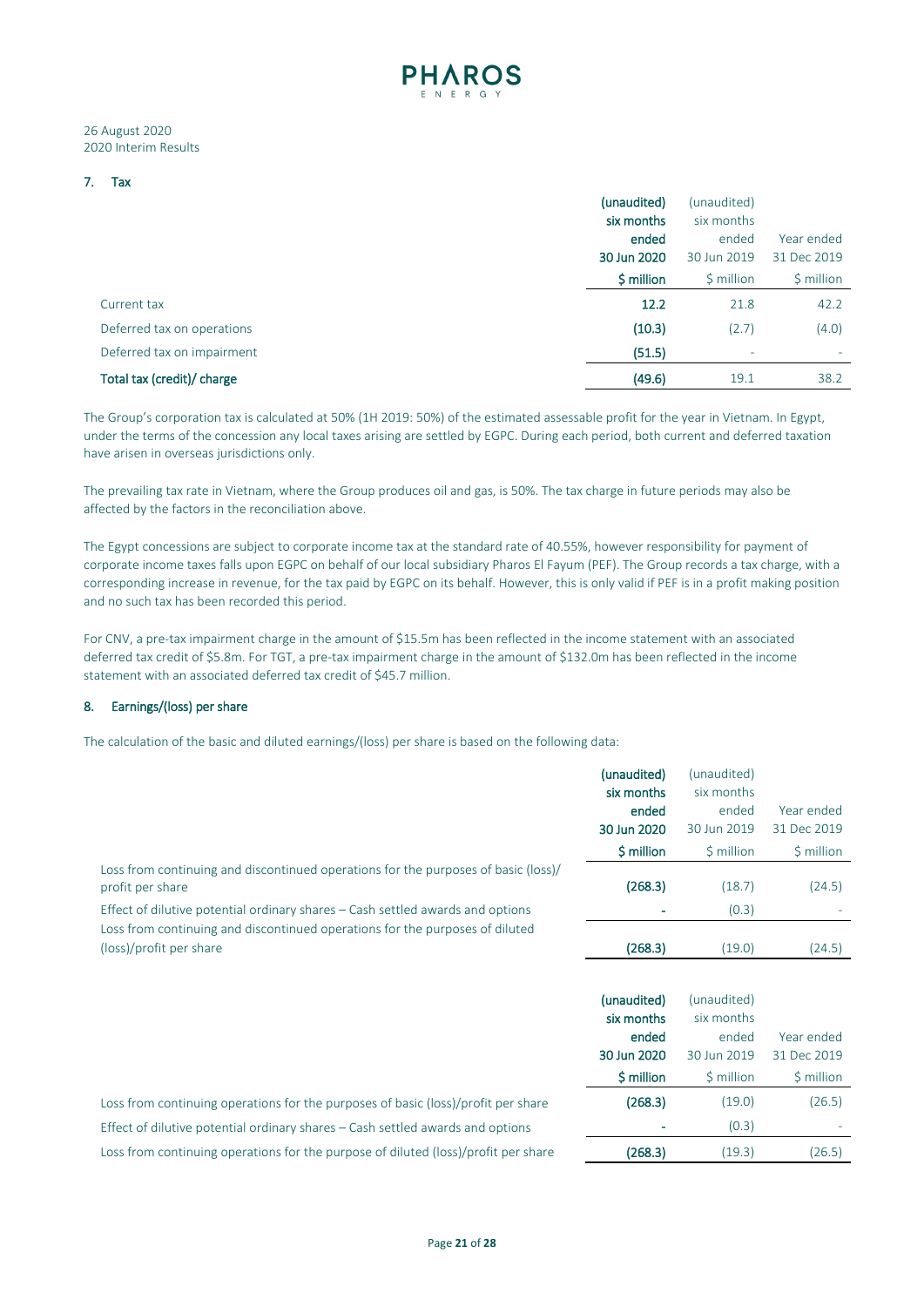## 7. Tax

| | (unaudited) six months ended 30 Jun 2020 $ million | (unaudited) six months ended 30 Jun 2019 $ million | Year ended 31 Dec 2019 $ million |
|---|---|---|---|
| Current tax | 12.2 | 21.8 | 42.2 |
| Deferred tax on operations | (10.3) | (2.7) | (4.0) |
| Deferred tax on impairment | (51.5) | - | - |
| **Total tax (credit)/ charge** | **(49.6)** | 19.1 | 38.2 |

The Group's corporation tax is calculated at 50% (1H 2019: 50%) of the estimated assessable profit for the year in Vietnam. In Egypt, under the terms of the concession any local taxes arising are settled by EGPC. During each period, both current and deferred taxation have arisen in overseas jurisdictions only.

The prevailing tax rate in Vietnam, where the Group produces oil and gas, is 50%. The tax charge in future periods may also be affected by the factors in the reconciliation above.

The Egypt concessions are subject to corporate income tax at the standard rate of 40.55%, however responsibility for payment of corporate income taxes falls upon EGPC on behalf of our local subsidiary Pharos El Fayum (PEF). The Group records a tax charge, with a corresponding increase in revenue, for the tax paid by EGPC on its behalf. However, this is only valid if PEF is in a profit making position and no such tax has been recorded this period.

For CNV, a pre-tax impairment charge in the amount of $15.5m has been reflected in the income statement with an associated deferred tax credit of $5.8m. For TGT, a pre-tax impairment charge in the amount of $132.0m has been reflected in the income statement with an associated deferred tax credit of $45.7 million.

## 8. Earnings/(loss) per share

The calculation of the basic and diluted earnings/(loss) per share is based on the following data:

| | (unaudited) six months ended 30 Jun 2020 $ million | (unaudited) six months ended 30 Jun 2019 $ million | Year ended 31 Dec 2019 $ million |
|---|---|---|---|
| Loss from continuing and discontinued operations for the purposes of basic (loss)/ profit per share | (268.3) | (18.7) | (24.5) |
| Effect of dilutive potential ordinary shares – Cash settled awards and options | - | (0.3) | - |
| Loss from continuing and discontinued operations for the purposes of diluted (loss)/profit per share | (268.3) | (19.0) | (24.5) |

| | (unaudited) six months ended 30 Jun 2020 $ million | (unaudited) six months ended 30 Jun 2019 $ million | Year ended 31 Dec 2019 $ million |
|---|---|---|---|
| Loss from continuing operations for the purposes of basic (loss)/profit per share | (268.3) | (19.0) | (26.5) |
| Effect of dilutive potential ordinary shares – Cash settled awards and options | - | (0.3) | - |
| Loss from continuing operations for the purpose of diluted (loss)/profit per share | (268.3) | (19.3) | (26.5) |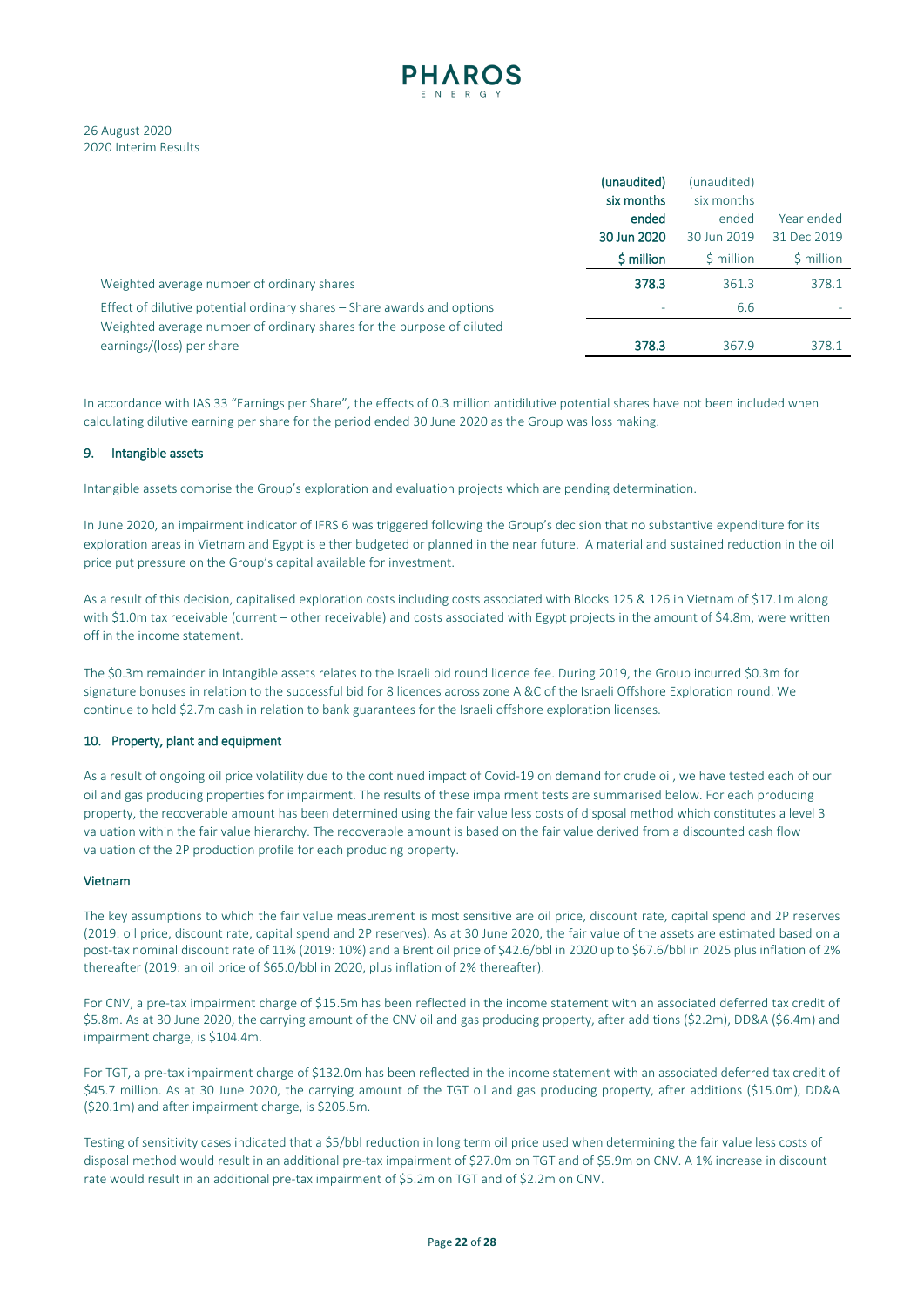| | (unaudited) six months ended 30 Jun 2020 $ million | (unaudited) six months ended 30 Jun 2019 $ million | Year ended 31 Dec 2019 $ million |
|---|---|---|---|
| Weighted average number of ordinary shares | **378.3** | 361.3 | 378.1 |
| Effect of dilutive potential ordinary shares – Share awards and options | - | 6.6 | - |
| Weighted average number of ordinary shares for the purpose of diluted earnings/(loss) per share | **378.3** | 367.9 | 378.1 |

In accordance with IAS 33 "Earnings per Share", the effects of 0.3 million antidilutive potential shares have not been included when calculating dilutive earning per share for the period ended 30 June 2020 as the Group was loss making.

## 9. Intangible assets

Intangible assets comprise the Group's exploration and evaluation projects which are pending determination.

In June 2020, an impairment indicator of IFRS 6 was triggered following the Group's decision that no substantive expenditure for its exploration areas in Vietnam and Egypt is either budgeted or planned in the near future. A material and sustained reduction in the oil price put pressure on the Group's capital available for investment.

As a result of this decision, capitalised exploration costs including costs associated with Blocks 125 & 126 in Vietnam of $17.1m along with $1.0m tax receivable (current – other receivable) and costs associated with Egypt projects in the amount of $4.8m, were written off in the income statement.

The $0.3m remainder in Intangible assets relates to the Israeli bid round licence fee. During 2019, the Group incurred $0.3m for signature bonuses in relation to the successful bid for 8 licences across zone A &C of the Israeli Offshore Exploration round. We continue to hold $2.7m cash in relation to bank guarantees for the Israeli offshore exploration licenses.

## 10. Property, plant and equipment

As a result of ongoing oil price volatility due to the continued impact of Covid-19 on demand for crude oil, we have tested each of our oil and gas producing properties for impairment. The results of these impairment tests are summarised below. For each producing property, the recoverable amount has been determined using the fair value less costs of disposal method which constitutes a level 3 valuation within the fair value hierarchy. The recoverable amount is based on the fair value derived from a discounted cash flow valuation of the 2P production profile for each producing property.

### Vietnam

The key assumptions to which the fair value measurement is most sensitive are oil price, discount rate, capital spend and 2P reserves (2019: oil price, discount rate, capital spend and 2P reserves). As at 30 June 2020, the fair value of the assets are estimated based on a post-tax nominal discount rate of 11% (2019: 10%) and a Brent oil price of $42.6/bbl in 2020 up to $67.6/bbl in 2025 plus inflation of 2% thereafter (2019: an oil price of $65.0/bbl in 2020, plus inflation of 2% thereafter).

For CNV, a pre-tax impairment charge of $15.5m has been reflected in the income statement with an associated deferred tax credit of $5.8m. As at 30 June 2020, the carrying amount of the CNV oil and gas producing property, after additions ($2.2m), DD&A ($6.4m) and impairment charge, is $104.4m.

For TGT, a pre-tax impairment charge of $132.0m has been reflected in the income statement with an associated deferred tax credit of $45.7 million. As at 30 June 2020, the carrying amount of the TGT oil and gas producing property, after additions ($15.0m), DD&A ($20.1m) and after impairment charge, is $205.5m.

Testing of sensitivity cases indicated that a $5/bbl reduction in long term oil price used when determining the fair value less costs of disposal method would result in an additional pre-tax impairment of $27.0m on TGT and of $5.9m on CNV. A 1% increase in discount rate would result in an additional pre-tax impairment of $5.2m on TGT and of $2.2m on CNV.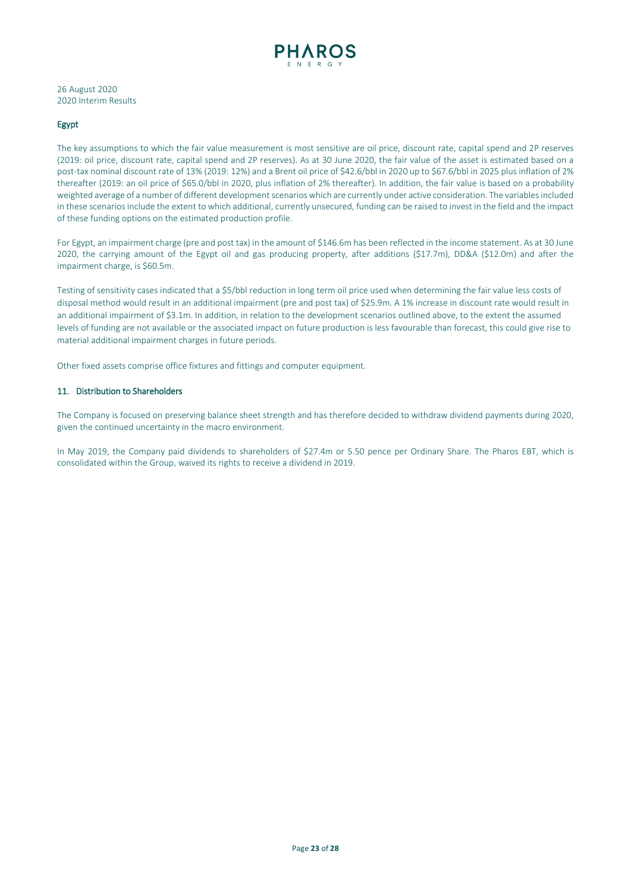### Egypt

The key assumptions to which the fair value measurement is most sensitive are oil price, discount rate, capital spend and 2P reserves (2019: oil price, discount rate, capital spend and 2P reserves). As at 30 June 2020, the fair value of the asset is estimated based on a post-tax nominal discount rate of 13% (2019: 12%) and a Brent oil price of $42.6/bbl in 2020 up to $67.6/bbl in 2025 plus inflation of 2% thereafter (2019: an oil price of $65.0/bbl in 2020, plus inflation of 2% thereafter). In addition, the fair value is based on a probability weighted average of a number of different development scenarios which are currently under active consideration. The variables included in these scenarios include the extent to which additional, currently unsecured, funding can be raised to invest in the field and the impact of these funding options on the estimated production profile.

For Egypt, an impairment charge (pre and post tax) in the amount of $146.6m has been reflected in the income statement. As at 30 June 2020, the carrying amount of the Egypt oil and gas producing property, after additions ($17.7m), DD&A ($12.0m) and after the impairment charge, is $60.5m.

Testing of sensitivity cases indicated that a $5/bbl reduction in long term oil price used when determining the fair value less costs of disposal method would result in an additional impairment (pre and post tax) of $25.9m. A 1% increase in discount rate would result in an additional impairment of $3.1m. In addition, in relation to the development scenarios outlined above, to the extent the assumed levels of funding are not available or the associated impact on future production is less favourable than forecast, this could give rise to material additional impairment charges in future periods.

Other fixed assets comprise office fixtures and fittings and computer equipment.

## 11. Distribution to Shareholders

The Company is focused on preserving balance sheet strength and has therefore decided to withdraw dividend payments during 2020, given the continued uncertainty in the macro environment.

In May 2019, the Company paid dividends to shareholders of $27.4m or 5.50 pence per Ordinary Share. The Pharos EBT, which is consolidated within the Group, waived its rights to receive a dividend in 2019.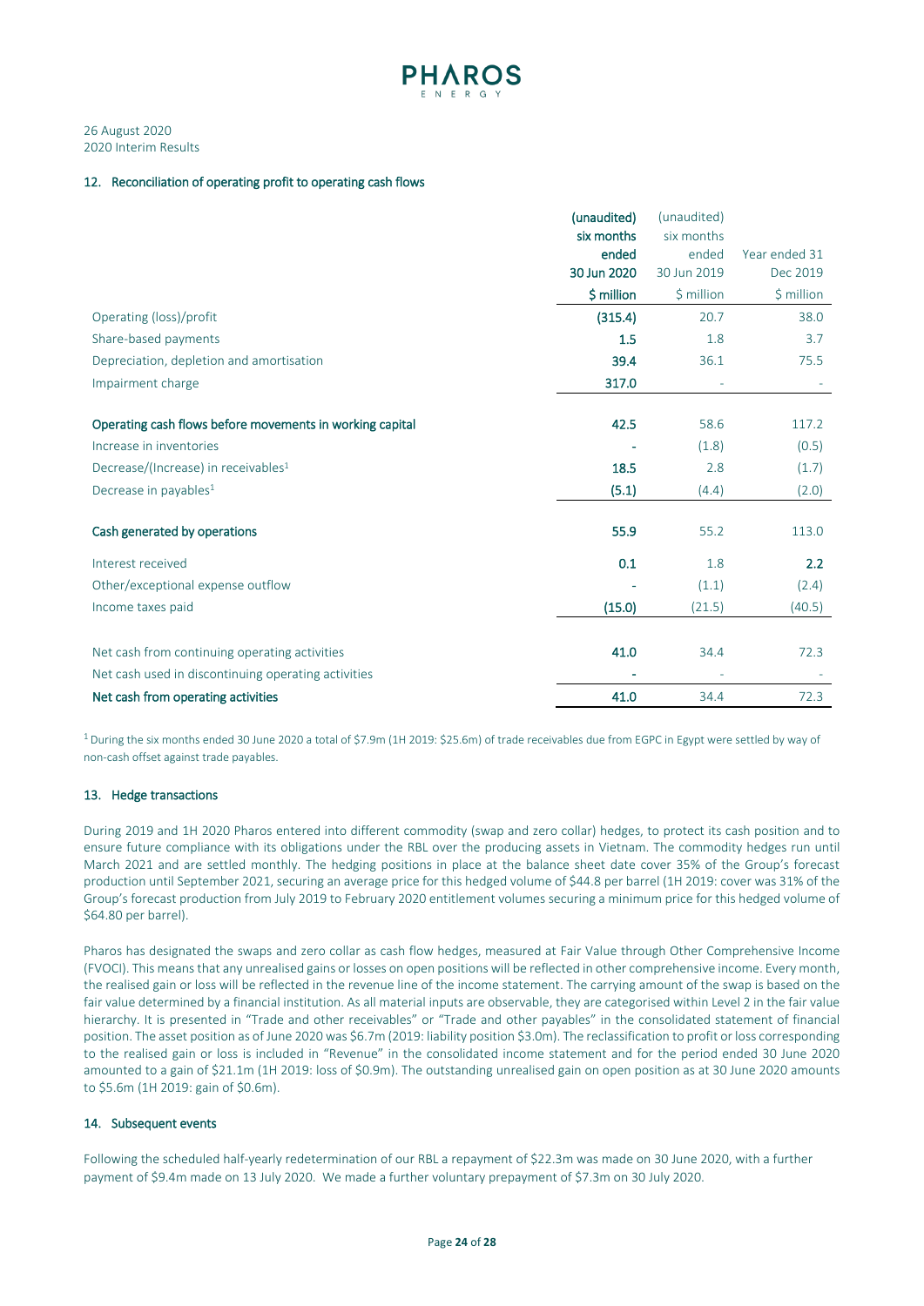26 August 2020
2020 Interim Results

### 12. Reconciliation of operating profit to operating cash flows

| | (unaudited) six months ended 30 Jun 2020 | (unaudited) six months ended 30 Jun 2019 | Year ended 31 Dec 2019 |
|---|---|---|---|
| | $ million | $ million | $ million |
| Operating (loss)/profit | (315.4) | 20.7 | 38.0 |
| Share-based payments | 1.5 | 1.8 | 3.7 |
| Depreciation, depletion and amortisation | 39.4 | 36.1 | 75.5 |
| Impairment charge | 317.0 | - | - |
| **Operating cash flows before movements in working capital** | **42.5** | 58.6 | 117.2 |
| Increase in inventories | - | (1.8) | (0.5) |
| Decrease/(Increase) in receivables[1] | 18.5 | 2.8 | (1.7) |
| Decrease in payables[1] | (5.1) | (4.4) | (2.0) |
| **Cash generated by operations** | **55.9** | 55.2 | 113.0 |
| Interest received | 0.1 | 1.8 | 2.2 |
| Other/exceptional expense outflow | - | (1.1) | (2.4) |
| Income taxes paid | (15.0) | (21.5) | (40.5) |
| Net cash from continuing operating activities | 41.0 | 34.4 | 72.3 |
| Net cash used in discontinuing operating activities | - | - | - |
| **Net cash from operating activities** | **41.0** | 34.4 | 72.3 |

[1] During the six months ended 30 June 2020 a total of $7.9m (1H 2019: $25.6m) of trade receivables due from EGPC in Egypt were settled by way of non-cash offset against trade payables.

### 13. Hedge transactions

During 2019 and 1H 2020 Pharos entered into different commodity (swap and zero collar) hedges, to protect its cash position and to ensure future compliance with its obligations under the RBL over the producing assets in Vietnam. The commodity hedges run until March 2021 and are settled monthly. The hedging positions in place at the balance sheet date cover 35% of the Group's forecast production until September 2021, securing an average price for this hedged volume of $44.8 per barrel (1H 2019: cover was 31% of the Group's forecast production from July 2019 to February 2020 entitlement volumes securing a minimum price for this hedged volume of $64.80 per barrel).

Pharos has designated the swaps and zero collar as cash flow hedges, measured at Fair Value through Other Comprehensive Income (FVOCI). This means that any unrealised gains or losses on open positions will be reflected in other comprehensive income. Every month, the realised gain or loss will be reflected in the revenue line of the income statement. The carrying amount of the swap is based on the fair value determined by a financial institution. As all material inputs are observable, they are categorised within Level 2 in the fair value hierarchy. It is presented in "Trade and other receivables" or "Trade and other payables" in the consolidated statement of financial position. The asset position as of June 2020 was $6.7m (2019: liability position $3.0m). The reclassification to profit or loss corresponding to the realised gain or loss is included in "Revenue" in the consolidated income statement and for the period ended 30 June 2020 amounted to a gain of $21.1m (1H 2019: loss of $0.9m). The outstanding unrealised gain on open position as at 30 June 2020 amounts to $5.6m (1H 2019: gain of $0.6m).

### 14. Subsequent events

Following the scheduled half-yearly redetermination of our RBL a repayment of $22.3m was made on 30 June 2020, with a further payment of $9.4m made on 13 July 2020. We made a further voluntary prepayment of $7.3m on 30 July 2020.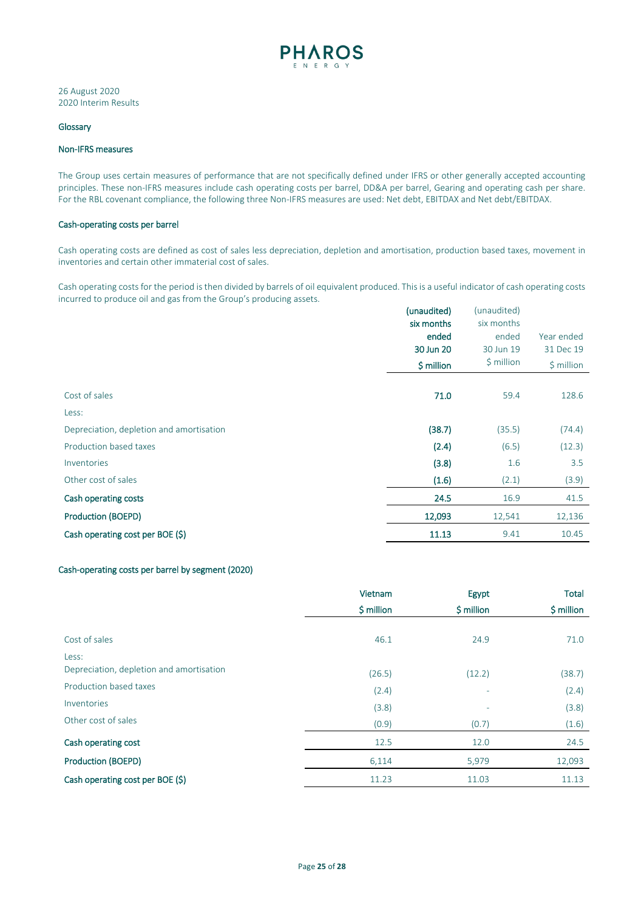26 August 2020
2020 Interim Results

## Glossary

### Non-IFRS measures

The Group uses certain measures of performance that are not specifically defined under IFRS or other generally accepted accounting principles. These non-IFRS measures include cash operating costs per barrel, DD&A per barrel, Gearing and operating cash per share. For the RBL covenant compliance, the following three Non-IFRS measures are used: Net debt, EBITDAX and Net debt/EBITDAX.

### Cash-operating costs per barrel

Cash operating costs are defined as cost of sales less depreciation, depletion and amortisation, production based taxes, movement in inventories and certain other immaterial cost of sales.

Cash operating costs for the period is then divided by barrels of oil equivalent produced. This is a useful indicator of cash operating costs incurred to produce oil and gas from the Group's producing assets.

| | **(unaudited) six months ended 30 Jun 20 $ million** | (unaudited) six months ended 30 Jun 19 $ million | Year ended 31 Dec 19 $ million |
|---|---|---|---|
| Cost of sales | **71.0** | 59.4 | 128.6 |
| Less: | | | |
| Depreciation, depletion and amortisation | **(38.7)** | (35.5) | (74.4) |
| Production based taxes | **(2.4)** | (6.5) | (12.3) |
| Inventories | **(3.8)** | 1.6 | 3.5 |
| Other cost of sales | **(1.6)** | (2.1) | (3.9) |
| **Cash operating costs** | **24.5** | 16.9 | 41.5 |
| **Production (BOEPD)** | **12,093** | 12,541 | 12,136 |
| **Cash operating cost per BOE ($)** | **11.13** | 9.41 | 10.45 |

### Cash-operating costs per barrel by segment (2020)

| | **Vietnam $ million** | **Egypt $ million** | **Total $ million** |
|---|---|---|---|
| Cost of sales | 46.1 | 24.9 | 71.0 |
| Less: | | | |
| Depreciation, depletion and amortisation | (26.5) | (12.2) | (38.7) |
| Production based taxes | (2.4) | - | (2.4) |
| Inventories | (3.8) | - | (3.8) |
| Other cost of sales | (0.9) | (0.7) | (1.6) |
| **Cash operating cost** | 12.5 | 12.0 | 24.5 |
| **Production (BOEPD)** | 6,114 | 5,979 | 12,093 |
| **Cash operating cost per BOE ($)** | 11.23 | 11.03 | 11.13 |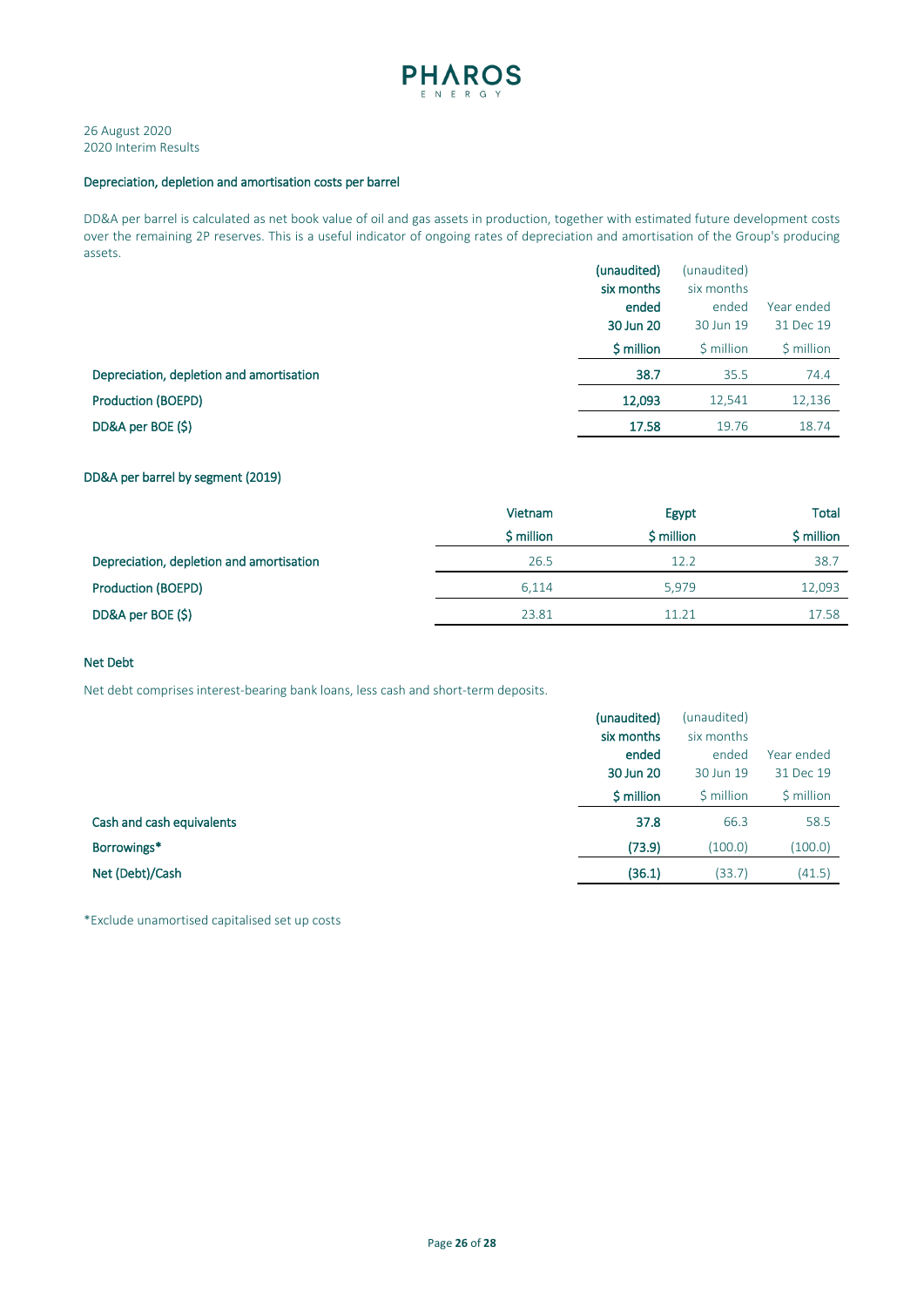PHAROS ENERGY

26 August 2020
2020 Interim Results

### Depreciation, depletion and amortisation costs per barrel

DD&A per barrel is calculated as net book value of oil and gas assets in production, together with estimated future development costs over the remaining 2P reserves. This is a useful indicator of ongoing rates of depreciation and amortisation of the Group's producing assets.

| | (unaudited) six months ended 30 Jun 20 | (unaudited) six months ended 30 Jun 19 | Year ended 31 Dec 19 |
|---|---|---|---|
| | $ million | $ million | $ million |
| Depreciation, depletion and amortisation | 38.7 | 35.5 | 74.4 |
| Production (BOEPD) | 12,093 | 12,541 | 12,136 |
| DD&A per BOE ($) | 17.58 | 19.76 | 18.74 |

### DD&A per barrel by segment (2019)

| | Vietnam | Egypt | Total |
|---|---|---|---|
| | $ million | $ million | $ million |
| Depreciation, depletion and amortisation | 26.5 | 12.2 | 38.7 |
| Production (BOEPD) | 6,114 | 5,979 | 12,093 |
| DD&A per BOE ($) | 23.81 | 11.21 | 17.58 |

### Net Debt

Net debt comprises interest-bearing bank loans, less cash and short-term deposits.

| | (unaudited) six months ended 30 Jun 20 | (unaudited) six months ended 30 Jun 19 | Year ended 31 Dec 19 |
|---|---|---|---|
| | $ million | $ million | $ million |
| Cash and cash equivalents | 37.8 | 66.3 | 58.5 |
| Borrowings* | (73.9) | (100.0) | (100.0) |
| Net (Debt)/Cash | (36.1) | (33.7) | (41.5) |

*Exclude unamortised capitalised set up costs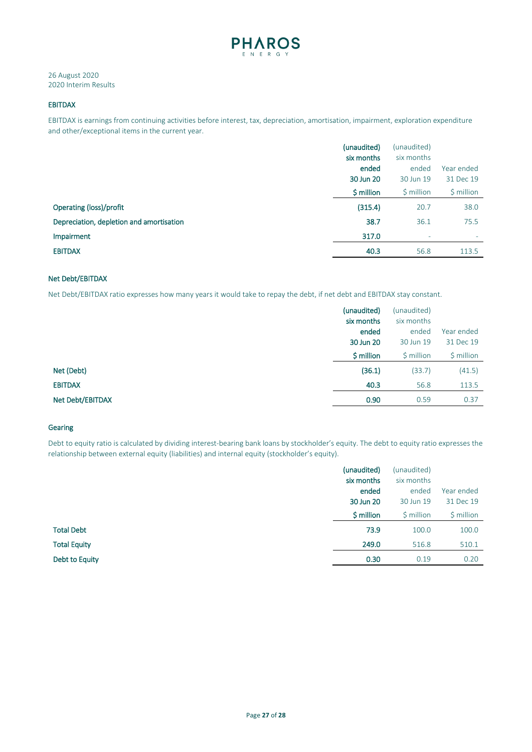26 August 2020
2020 Interim Results

### EBITDAX

EBITDAX is earnings from continuing activities before interest, tax, depreciation, amortisation, impairment, exploration expenditure and other/exceptional items in the current year.

| | (unaudited) six months ended 30 Jun 20 | (unaudited) six months ended 30 Jun 19 | Year ended 31 Dec 19 |
|---|---|---|---|
| | $ million | $ million | $ million |
| Operating (loss)/profit | (315.4) | 20.7 | 38.0 |
| Depreciation, depletion and amortisation | 38.7 | 36.1 | 75.5 |
| Impairment | 317.0 | - | - |
| EBITDAX | 40.3 | 56.8 | 113.5 |

### Net Debt/EBITDAX

Net Debt/EBITDAX ratio expresses how many years it would take to repay the debt, if net debt and EBITDAX stay constant.

| | (unaudited) six months ended 30 Jun 20 | (unaudited) six months ended 30 Jun 19 | Year ended 31 Dec 19 |
|---|---|---|---|
| | $ million | $ million | $ million |
| Net (Debt) | (36.1) | (33.7) | (41.5) |
| EBITDAX | 40.3 | 56.8 | 113.5 |
| Net Debt/EBITDAX | 0.90 | 0.59 | 0.37 |

### Gearing

Debt to equity ratio is calculated by dividing interest-bearing bank loans by stockholder's equity. The debt to equity ratio expresses the relationship between external equity (liabilities) and internal equity (stockholder's equity).

| | (unaudited) six months ended 30 Jun 20 | (unaudited) six months ended 30 Jun 19 | Year ended 31 Dec 19 |
|---|---|---|---|
| | $ million | $ million | $ million |
| Total Debt | 73.9 | 100.0 | 100.0 |
| Total Equity | 249.0 | 516.8 | 510.1 |
| Debt to Equity | 0.30 | 0.19 | 0.20 |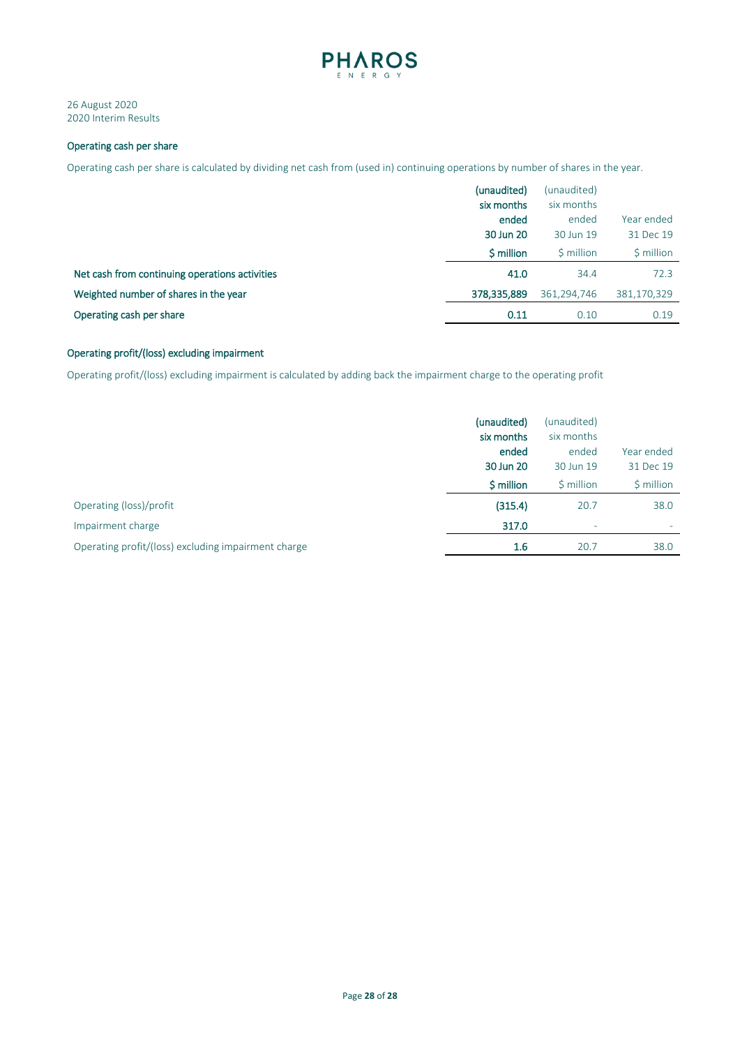26 August 2020
2020 Interim Results

### Operating cash per share

Operating cash per share is calculated by dividing net cash from (used in) continuing operations by number of shares in the year.

| | (unaudited) six months ended 30 Jun 20 | (unaudited) six months ended 30 Jun 19 | Year ended 31 Dec 19 |
|---|---|---|---|
| | $ million | $ million | $ million |
| Net cash from continuing operations activities | 41.0 | 34.4 | 72.3 |
| Weighted number of shares in the year | 378,335,889 | 361,294,746 | 381,170,329 |
| Operating cash per share | 0.11 | 0.10 | 0.19 |

### Operating profit/(loss) excluding impairment

Operating profit/(loss) excluding impairment is calculated by adding back the impairment charge to the operating profit

| | (unaudited) six months ended 30 Jun 20 | (unaudited) six months ended 30 Jun 19 | Year ended 31 Dec 19 |
|---|---|---|---|
| | $ million | $ million | $ million |
| Operating (loss)/profit | (315.4) | 20.7 | 38.0 |
| Impairment charge | 317.0 | - | - |
| Operating profit/(loss) excluding impairment charge | 1.6 | 20.7 | 38.0 |